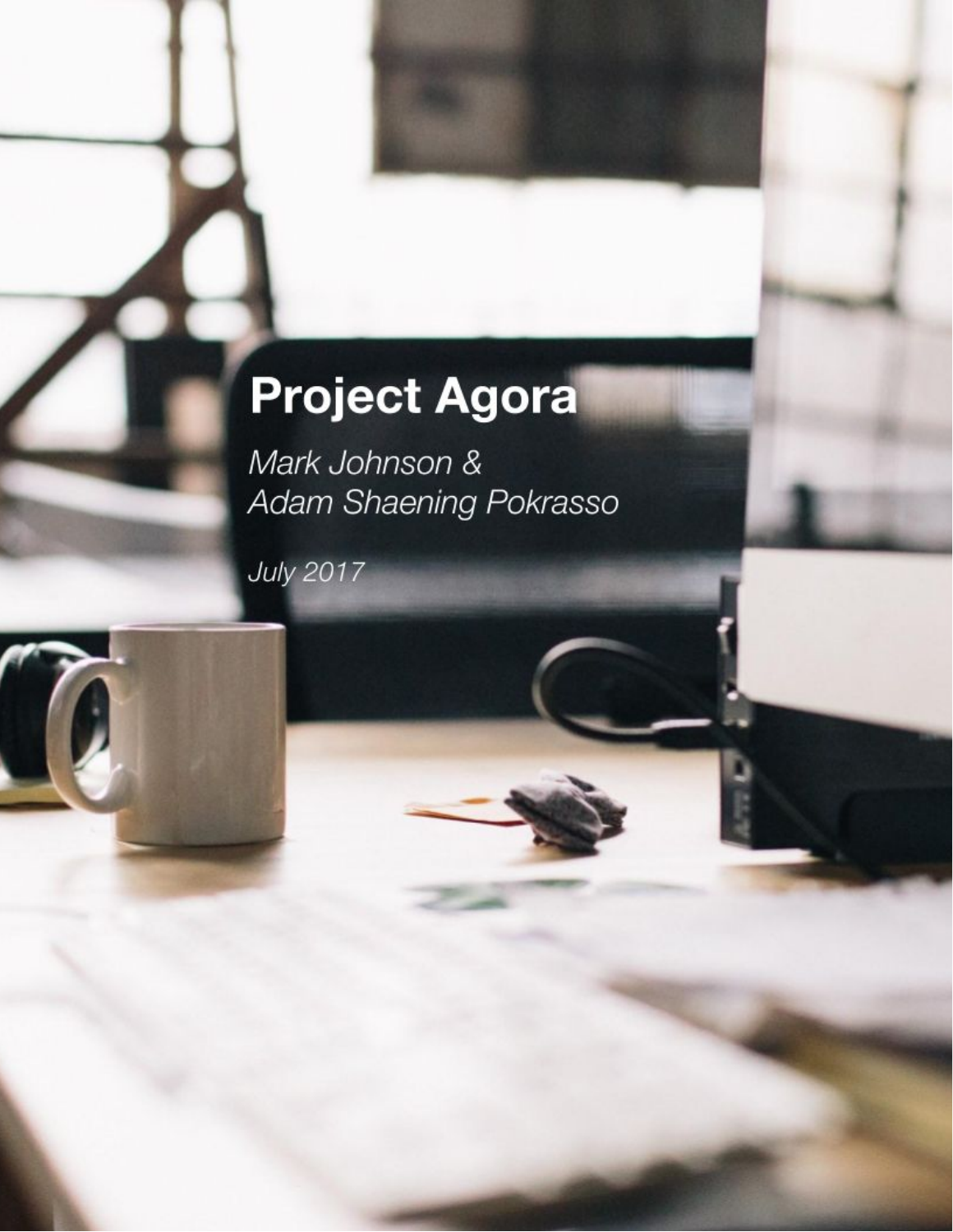# Project Agora

*Mark Johnson &*
*Adam Shaening Pokrasso*

*July 2017*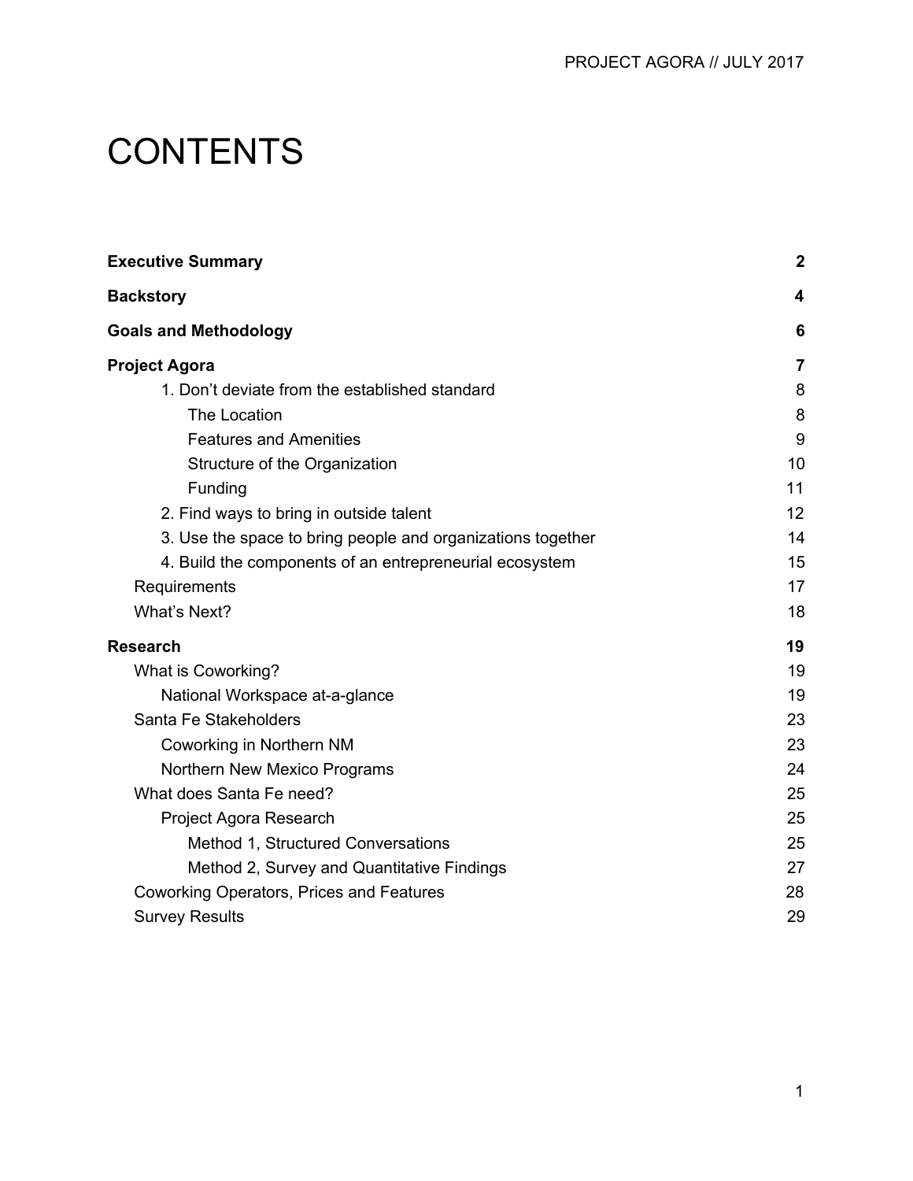# CONTENTS

| | |
|---|---|
| **Executive Summary** | **2** |
| **Backstory** | **4** |
| **Goals and Methodology** | **6** |
| **Project Agora** | **7** |
| 1. Don't deviate from the established standard | 8 |
| The Location | 8 |
| Features and Amenities | 9 |
| Structure of the Organization | 10 |
| Funding | 11 |
| 2. Find ways to bring in outside talent | 12 |
| 3. Use the space to bring people and organizations together | 14 |
| 4. Build the components of an entrepreneurial ecosystem | 15 |
| Requirements | 17 |
| What's Next? | 18 |
| **Research** | **19** |
| What is Coworking? | 19 |
| National Workspace at-a-glance | 19 |
| Santa Fe Stakeholders | 23 |
| Coworking in Northern NM | 23 |
| Northern New Mexico Programs | 24 |
| What does Santa Fe need? | 25 |
| Project Agora Research | 25 |
| Method 1, Structured Conversations | 25 |
| Method 2, Survey and Quantitative Findings | 27 |
| Coworking Operators, Prices and Features | 28 |
| Survey Results | 29 |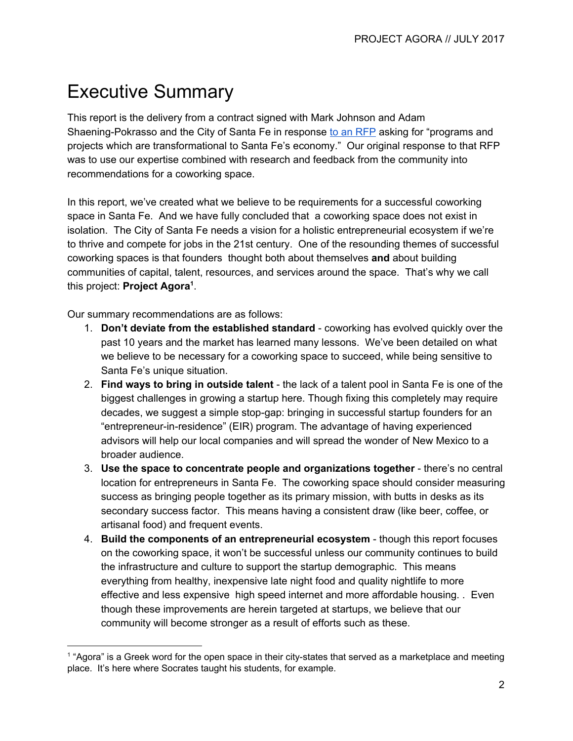# Executive Summary

This report is the delivery from a contract signed with Mark Johnson and Adam Shaening-Pokrasso and the City of Santa Fe in response to an RFP asking for "programs and projects which are transformational to Santa Fe's economy." Our original response to that RFP was to use our expertise combined with research and feedback from the community into recommendations for a coworking space.

In this report, we've created what we believe to be requirements for a successful coworking space in Santa Fe. And we have fully concluded that a coworking space does not exist in isolation. The City of Santa Fe needs a vision for a holistic entrepreneurial ecosystem if we're to thrive and compete for jobs in the 21st century. One of the resounding themes of successful coworking spaces is that founders thought both about themselves **and** about building communities of capital, talent, resources, and services around the space. That's why we call this project: **Project Agora**[1].

Our summary recommendations are as follows:

1. **Don't deviate from the established standard** - coworking has evolved quickly over the past 10 years and the market has learned many lessons. We've been detailed on what we believe to be necessary for a coworking space to succeed, while being sensitive to Santa Fe's unique situation.
2. **Find ways to bring in outside talent** - the lack of a talent pool in Santa Fe is one of the biggest challenges in growing a startup here. Though fixing this completely may require decades, we suggest a simple stop-gap: bringing in successful startup founders for an "entrepreneur-in-residence" (EIR) program. The advantage of having experienced advisors will help our local companies and will spread the wonder of New Mexico to a broader audience.
3. **Use the space to concentrate people and organizations together** - there's no central location for entrepreneurs in Santa Fe. The coworking space should consider measuring success as bringing people together as its primary mission, with butts in desks as its secondary success factor. This means having a consistent draw (like beer, coffee, or artisanal food) and frequent events.
4. **Build the components of an entrepreneurial ecosystem** - though this report focuses on the coworking space, it won't be successful unless our community continues to build the infrastructure and culture to support the startup demographic. This means everything from healthy, inexpensive late night food and quality nightlife to more effective and less expensive high speed internet and more affordable housing. . Even though these improvements are herein targeted at startups, we believe that our community will become stronger as a result of efforts such as these.

---

[1] "Agora" is a Greek word for the open space in their city-states that served as a marketplace and meeting place. It's here where Socrates taught his students, for example.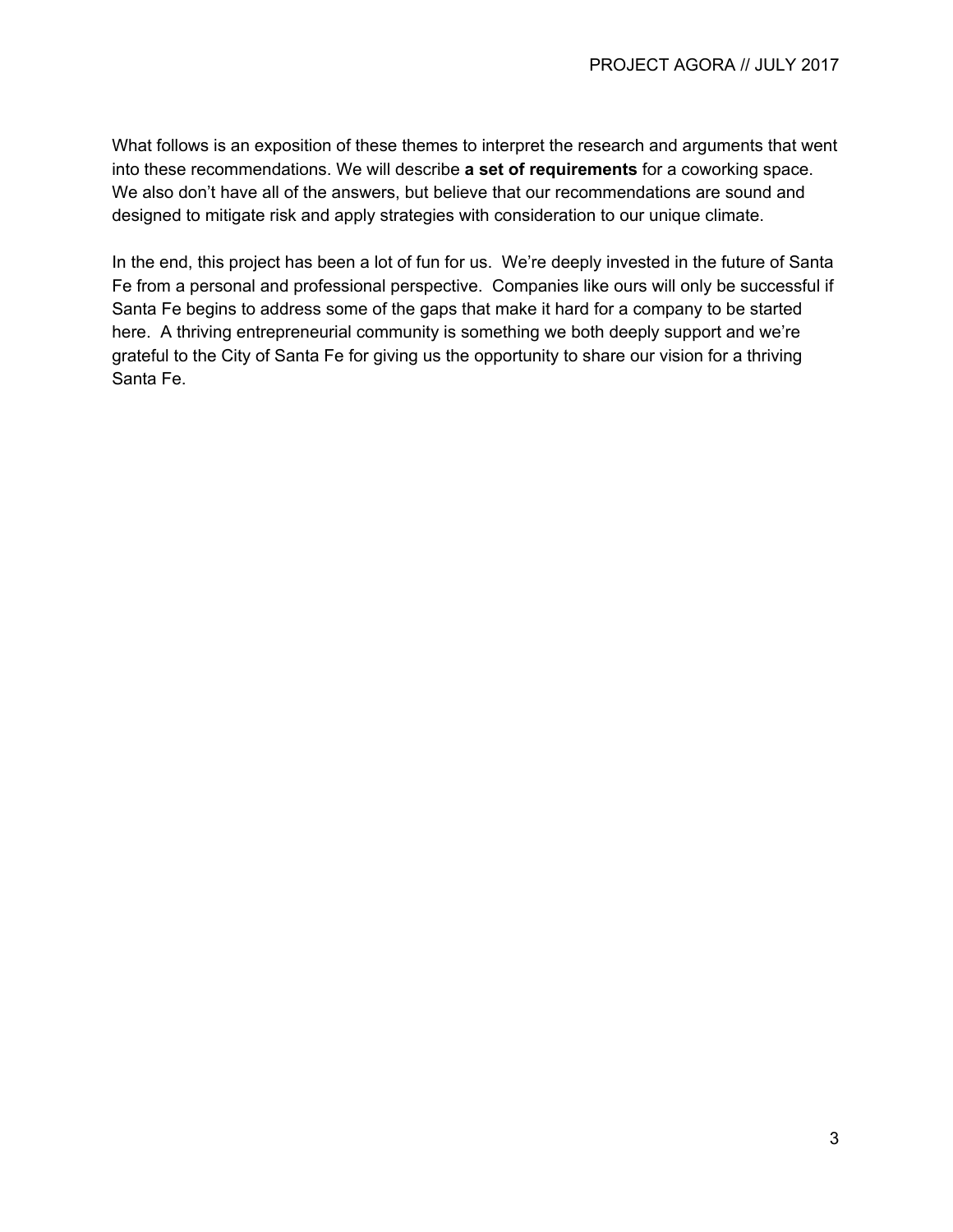What follows is an exposition of these themes to interpret the research and arguments that went into these recommendations. We will describe **a set of requirements** for a coworking space. We also don't have all of the answers, but believe that our recommendations are sound and designed to mitigate risk and apply strategies with consideration to our unique climate.

In the end, this project has been a lot of fun for us. We're deeply invested in the future of Santa Fe from a personal and professional perspective. Companies like ours will only be successful if Santa Fe begins to address some of the gaps that make it hard for a company to be started here. A thriving entrepreneurial community is something we both deeply support and we're grateful to the City of Santa Fe for giving us the opportunity to share our vision for a thriving Santa Fe.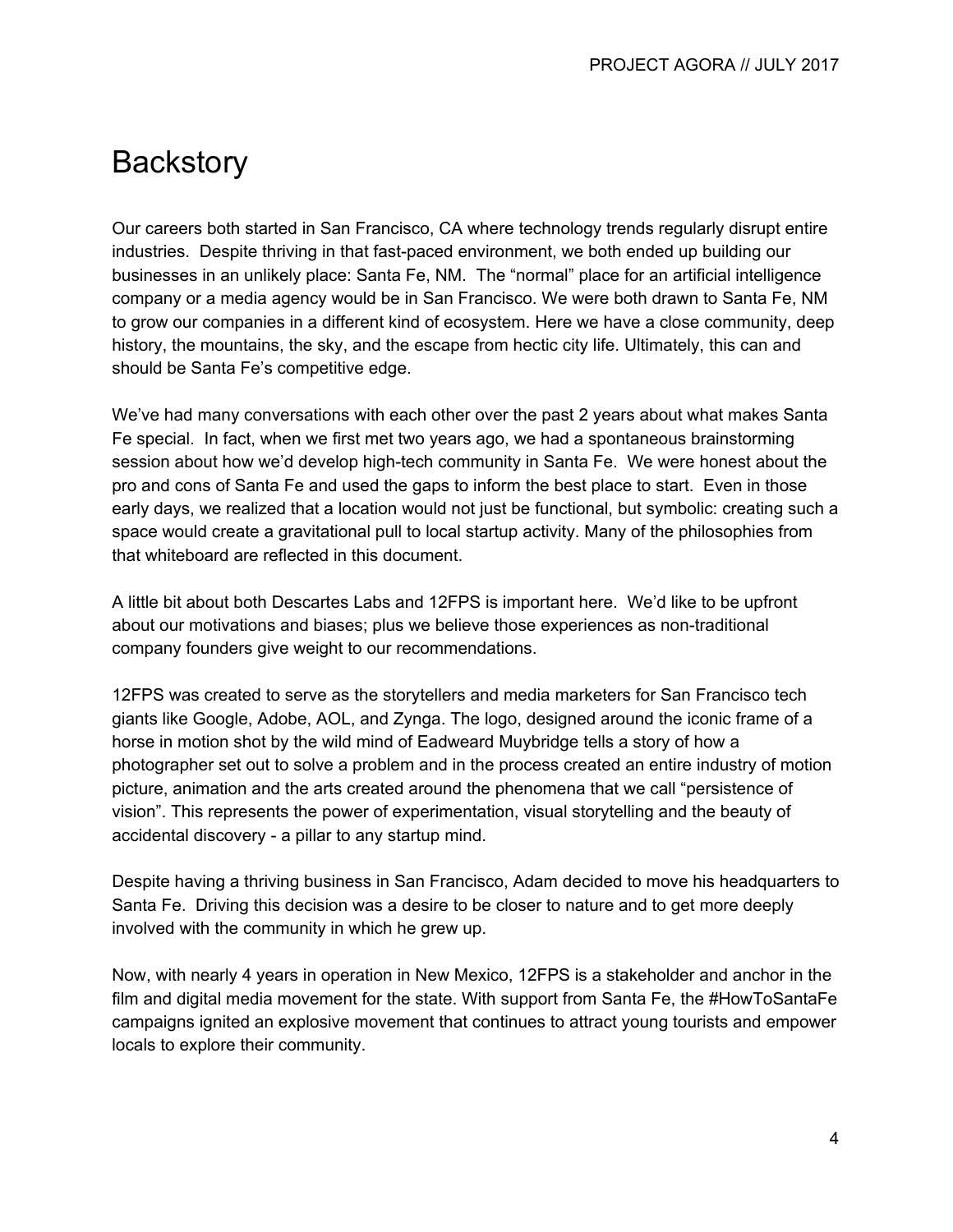# Backstory

Our careers both started in San Francisco, CA where technology trends regularly disrupt entire industries. Despite thriving in that fast-paced environment, we both ended up building our businesses in an unlikely place: Santa Fe, NM. The "normal" place for an artificial intelligence company or a media agency would be in San Francisco. We were both drawn to Santa Fe, NM to grow our companies in a different kind of ecosystem. Here we have a close community, deep history, the mountains, the sky, and the escape from hectic city life. Ultimately, this can and should be Santa Fe's competitive edge.

We've had many conversations with each other over the past 2 years about what makes Santa Fe special. In fact, when we first met two years ago, we had a spontaneous brainstorming session about how we'd develop high-tech community in Santa Fe. We were honest about the pro and cons of Santa Fe and used the gaps to inform the best place to start. Even in those early days, we realized that a location would not just be functional, but symbolic: creating such a space would create a gravitational pull to local startup activity. Many of the philosophies from that whiteboard are reflected in this document.

A little bit about both Descartes Labs and 12FPS is important here. We'd like to be upfront about our motivations and biases; plus we believe those experiences as non-traditional company founders give weight to our recommendations.

12FPS was created to serve as the storytellers and media marketers for San Francisco tech giants like Google, Adobe, AOL, and Zynga. The logo, designed around the iconic frame of a horse in motion shot by the wild mind of Eadweard Muybridge tells a story of how a photographer set out to solve a problem and in the process created an entire industry of motion picture, animation and the arts created around the phenomena that we call "persistence of vision". This represents the power of experimentation, visual storytelling and the beauty of accidental discovery - a pillar to any startup mind.

Despite having a thriving business in San Francisco, Adam decided to move his headquarters to Santa Fe. Driving this decision was a desire to be closer to nature and to get more deeply involved with the community in which he grew up.

Now, with nearly 4 years in operation in New Mexico, 12FPS is a stakeholder and anchor in the film and digital media movement for the state. With support from Santa Fe, the #HowToSantaFe campaigns ignited an explosive movement that continues to attract young tourists and empower locals to explore their community.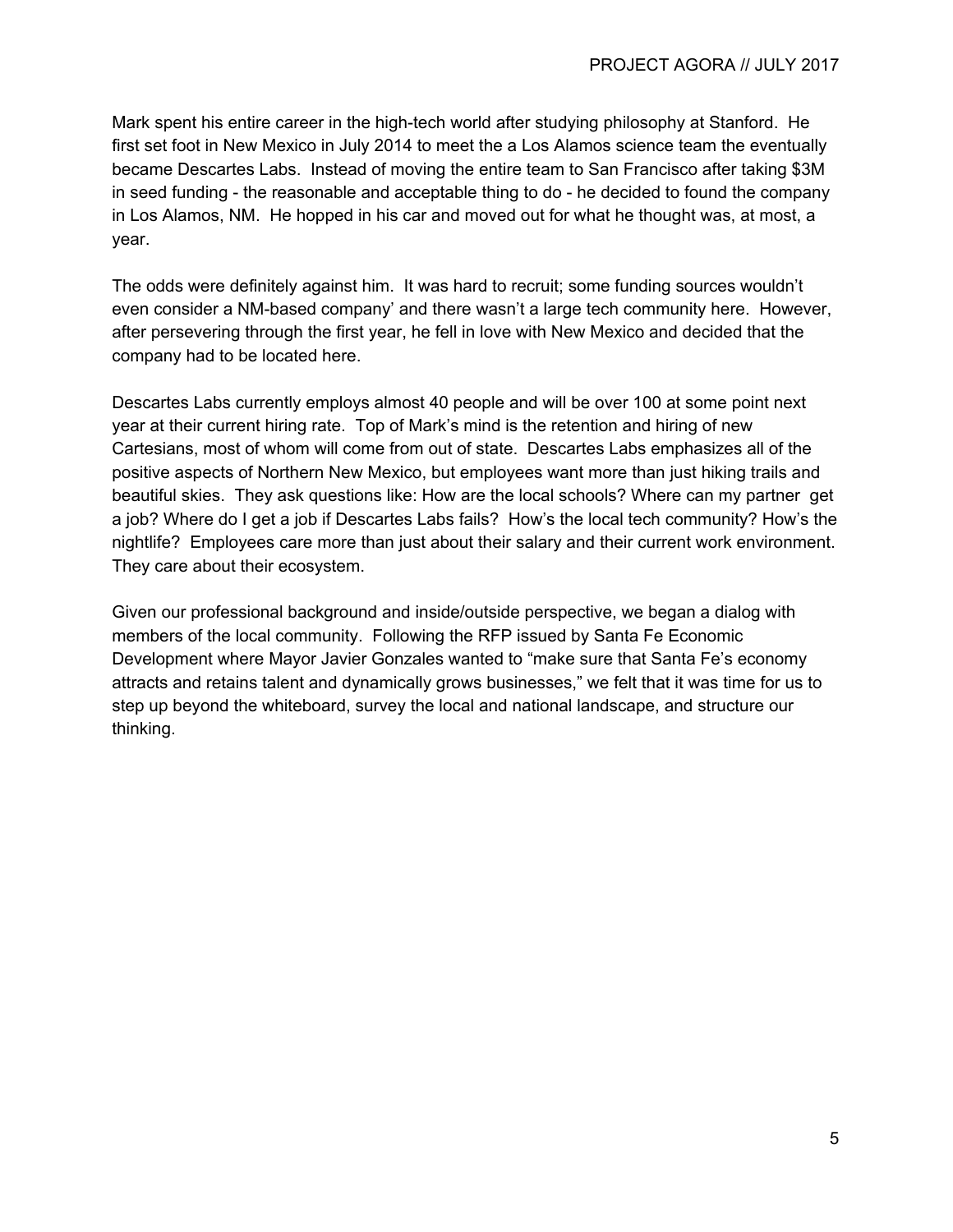Mark spent his entire career in the high-tech world after studying philosophy at Stanford. He first set foot in New Mexico in July 2014 to meet the a Los Alamos science team the eventually became Descartes Labs. Instead of moving the entire team to San Francisco after taking $3M in seed funding - the reasonable and acceptable thing to do - he decided to found the company in Los Alamos, NM. He hopped in his car and moved out for what he thought was, at most, a year.

The odds were definitely against him. It was hard to recruit; some funding sources wouldn't even consider a NM-based company' and there wasn't a large tech community here. However, after persevering through the first year, he fell in love with New Mexico and decided that the company had to be located here.

Descartes Labs currently employs almost 40 people and will be over 100 at some point next year at their current hiring rate. Top of Mark's mind is the retention and hiring of new Cartesians, most of whom will come from out of state. Descartes Labs emphasizes all of the positive aspects of Northern New Mexico, but employees want more than just hiking trails and beautiful skies. They ask questions like: How are the local schools? Where can my partner get a job? Where do I get a job if Descartes Labs fails? How's the local tech community? How's the nightlife? Employees care more than just about their salary and their current work environment. They care about their ecosystem.

Given our professional background and inside/outside perspective, we began a dialog with members of the local community. Following the RFP issued by Santa Fe Economic Development where Mayor Javier Gonzales wanted to "make sure that Santa Fe's economy attracts and retains talent and dynamically grows businesses," we felt that it was time for us to step up beyond the whiteboard, survey the local and national landscape, and structure our thinking.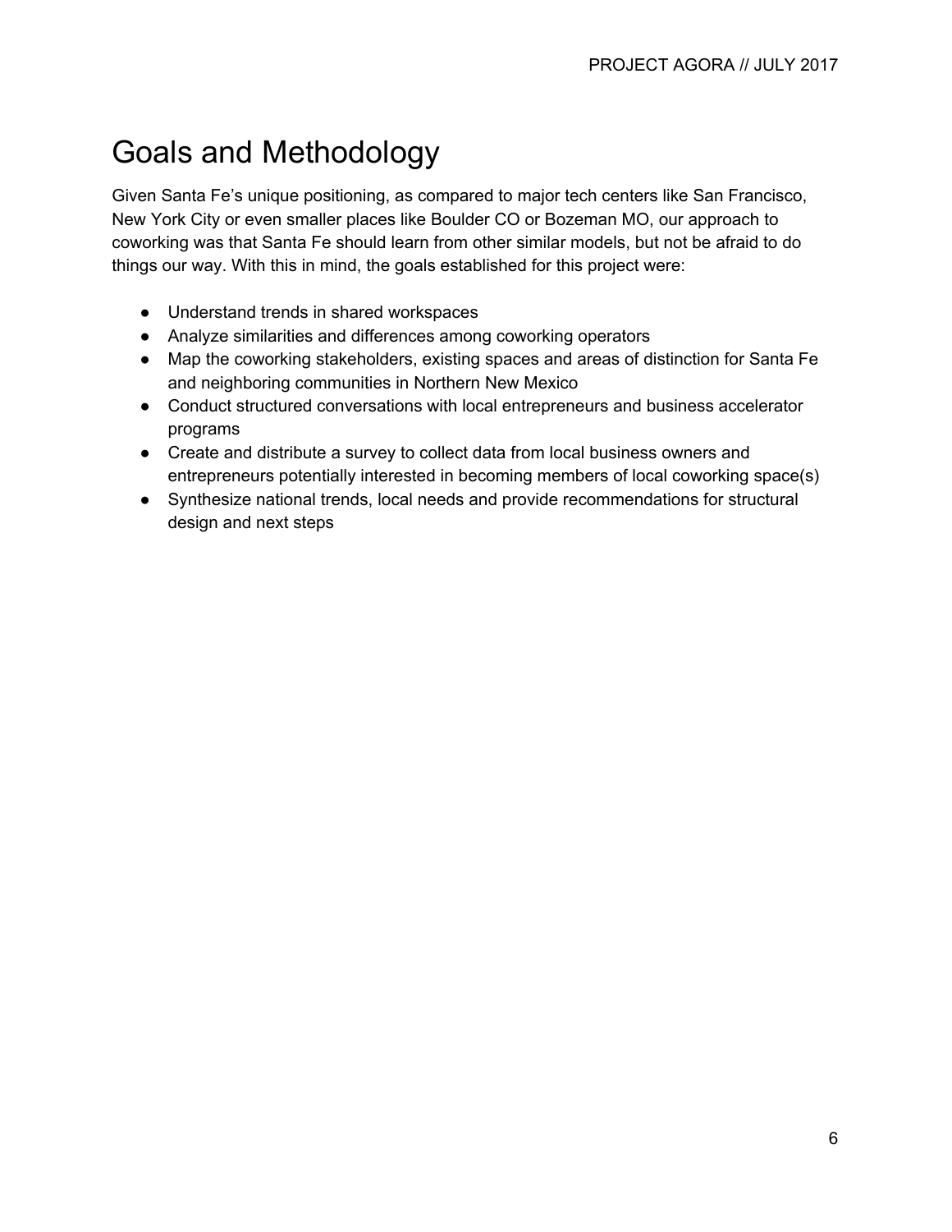# Goals and Methodology

Given Santa Fe's unique positioning, as compared to major tech centers like San Francisco, New York City or even smaller places like Boulder CO or Bozeman MO, our approach to coworking was that Santa Fe should learn from other similar models, but not be afraid to do things our way. With this in mind, the goals established for this project were:

- Understand trends in shared workspaces
- Analyze similarities and differences among coworking operators
- Map the coworking stakeholders, existing spaces and areas of distinction for Santa Fe and neighboring communities in Northern New Mexico
- Conduct structured conversations with local entrepreneurs and business accelerator programs
- Create and distribute a survey to collect data from local business owners and entrepreneurs potentially interested in becoming members of local coworking space(s)
- Synthesize national trends, local needs and provide recommendations for structural design and next steps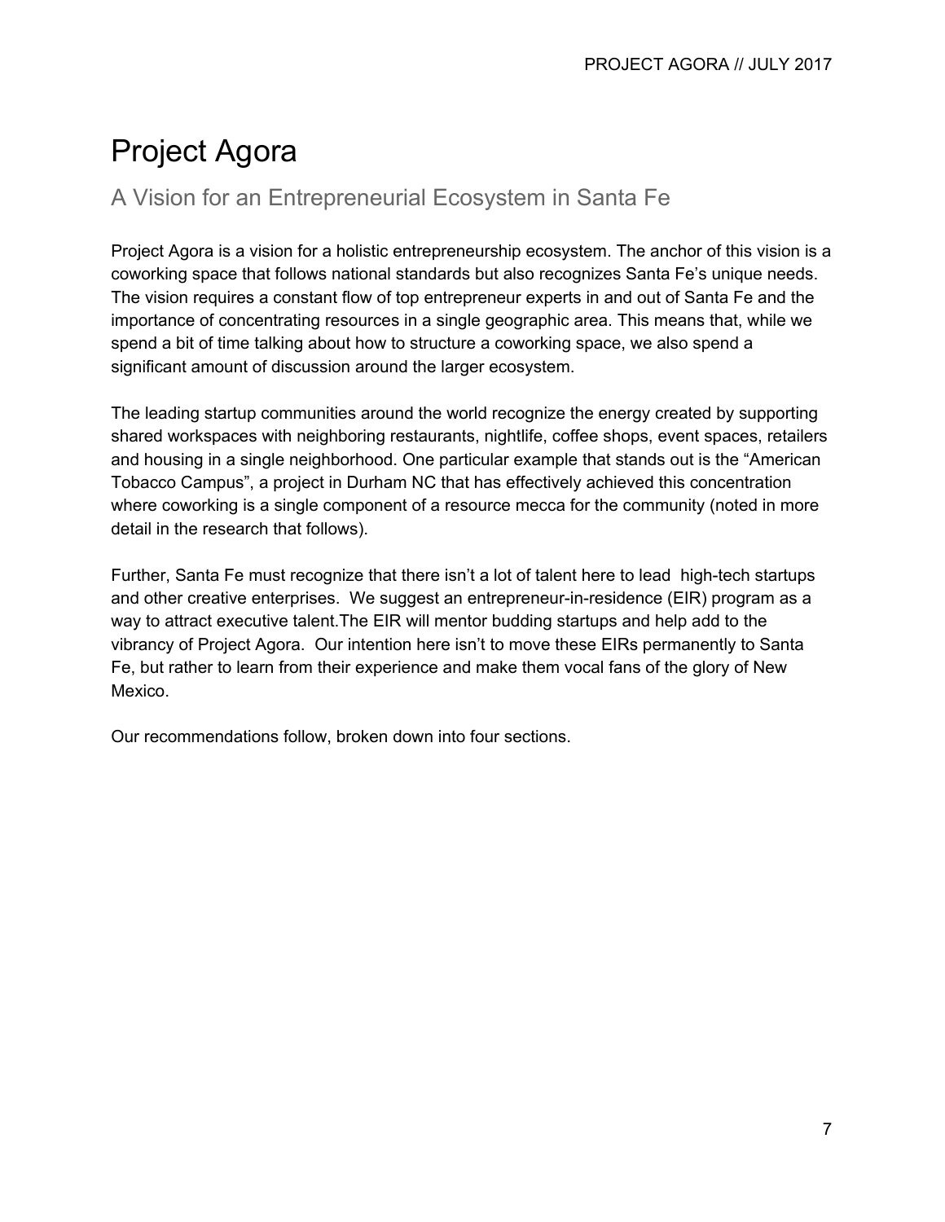# Project Agora

## A Vision for an Entrepreneurial Ecosystem in Santa Fe

Project Agora is a vision for a holistic entrepreneurship ecosystem. The anchor of this vision is a coworking space that follows national standards but also recognizes Santa Fe's unique needs. The vision requires a constant flow of top entrepreneur experts in and out of Santa Fe and the importance of concentrating resources in a single geographic area. This means that, while we spend a bit of time talking about how to structure a coworking space, we also spend a significant amount of discussion around the larger ecosystem.

The leading startup communities around the world recognize the energy created by supporting shared workspaces with neighboring restaurants, nightlife, coffee shops, event spaces, retailers and housing in a single neighborhood. One particular example that stands out is the "American Tobacco Campus", a project in Durham NC that has effectively achieved this concentration where coworking is a single component of a resource mecca for the community (noted in more detail in the research that follows).

Further, Santa Fe must recognize that there isn't a lot of talent here to lead high-tech startups and other creative enterprises. We suggest an entrepreneur-in-residence (EIR) program as a way to attract executive talent.The EIR will mentor budding startups and help add to the vibrancy of Project Agora. Our intention here isn't to move these EIRs permanently to Santa Fe, but rather to learn from their experience and make them vocal fans of the glory of New Mexico.

Our recommendations follow, broken down into four sections.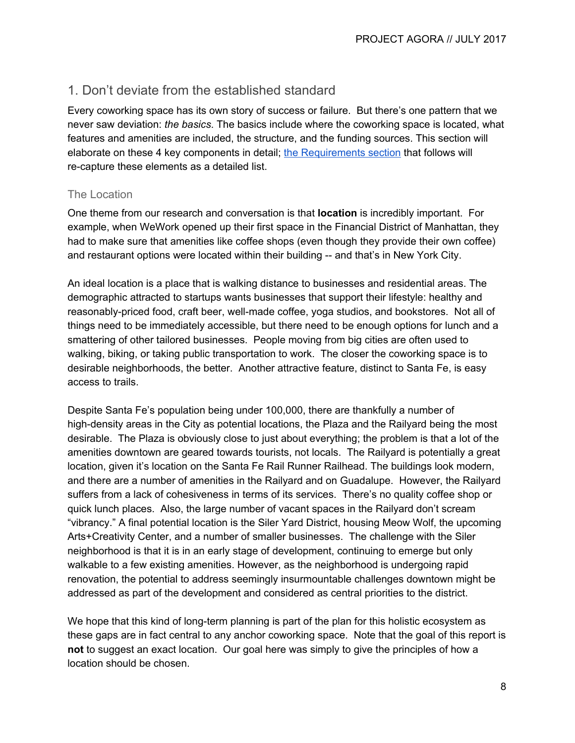## 1. Don't deviate from the established standard

Every coworking space has its own story of success or failure. But there's one pattern that we never saw deviation: *the basics*. The basics include where the coworking space is located, what features and amenities are included, the structure, and the funding sources. This section will elaborate on these 4 key components in detail; [the Requirements section]() that follows will re-capture these elements as a detailed list.

### The Location

One theme from our research and conversation is that **location** is incredibly important. For example, when WeWork opened up their first space in the Financial District of Manhattan, they had to make sure that amenities like coffee shops (even though they provide their own coffee) and restaurant options were located within their building -- and that's in New York City.

An ideal location is a place that is walking distance to businesses and residential areas. The demographic attracted to startups wants businesses that support their lifestyle: healthy and reasonably-priced food, craft beer, well-made coffee, yoga studios, and bookstores. Not all of things need to be immediately accessible, but there need to be enough options for lunch and a smattering of other tailored businesses. People moving from big cities are often used to walking, biking, or taking public transportation to work. The closer the coworking space is to desirable neighborhoods, the better. Another attractive feature, distinct to Santa Fe, is easy access to trails.

Despite Santa Fe's population being under 100,000, there are thankfully a number of high-density areas in the City as potential locations, the Plaza and the Railyard being the most desirable. The Plaza is obviously close to just about everything; the problem is that a lot of the amenities downtown are geared towards tourists, not locals. The Railyard is potentially a great location, given it's location on the Santa Fe Rail Runner Railhead. The buildings look modern, and there are a number of amenities in the Railyard and on Guadalupe. However, the Railyard suffers from a lack of cohesiveness in terms of its services. There's no quality coffee shop or quick lunch places. Also, the large number of vacant spaces in the Railyard don't scream "vibrancy." A final potential location is the Siler Yard District, housing Meow Wolf, the upcoming Arts+Creativity Center, and a number of smaller businesses. The challenge with the Siler neighborhood is that it is in an early stage of development, continuing to emerge but only walkable to a few existing amenities. However, as the neighborhood is undergoing rapid renovation, the potential to address seemingly insurmountable challenges downtown might be addressed as part of the development and considered as central priorities to the district.

We hope that this kind of long-term planning is part of the plan for this holistic ecosystem as these gaps are in fact central to any anchor coworking space. Note that the goal of this report is **not** to suggest an exact location. Our goal here was simply to give the principles of how a location should be chosen.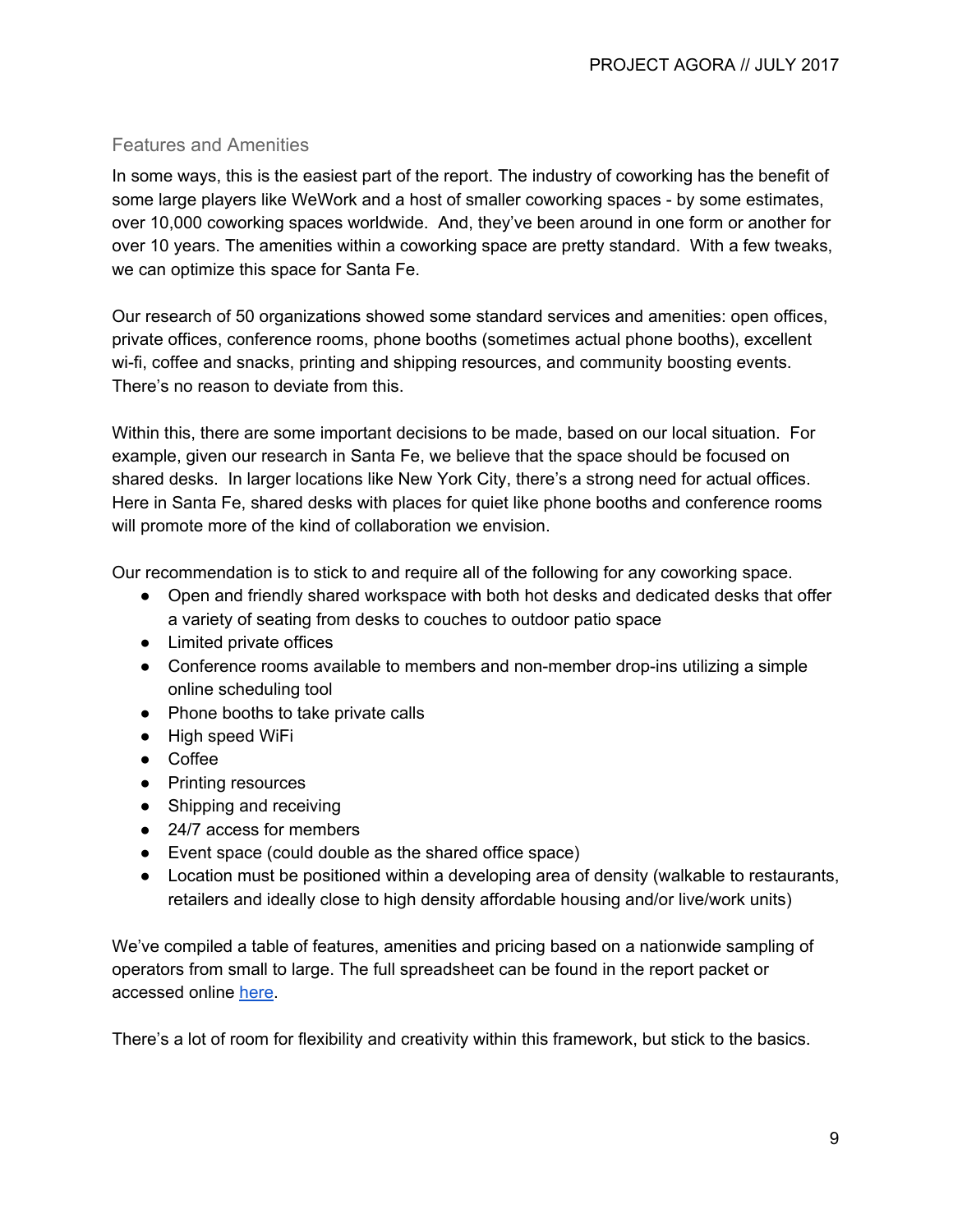## Features and Amenities

In some ways, this is the easiest part of the report. The industry of coworking has the benefit of some large players like WeWork and a host of smaller coworking spaces - by some estimates, over 10,000 coworking spaces worldwide. And, they've been around in one form or another for over 10 years. The amenities within a coworking space are pretty standard. With a few tweaks, we can optimize this space for Santa Fe.

Our research of 50 organizations showed some standard services and amenities: open offices, private offices, conference rooms, phone booths (sometimes actual phone booths), excellent wi-fi, coffee and snacks, printing and shipping resources, and community boosting events. There's no reason to deviate from this.

Within this, there are some important decisions to be made, based on our local situation. For example, given our research in Santa Fe, we believe that the space should be focused on shared desks. In larger locations like New York City, there's a strong need for actual offices. Here in Santa Fe, shared desks with places for quiet like phone booths and conference rooms will promote more of the kind of collaboration we envision.

Our recommendation is to stick to and require all of the following for any coworking space.

- Open and friendly shared workspace with both hot desks and dedicated desks that offer a variety of seating from desks to couches to outdoor patio space
- Limited private offices
- Conference rooms available to members and non-member drop-ins utilizing a simple online scheduling tool
- Phone booths to take private calls
- High speed WiFi
- Coffee
- Printing resources
- Shipping and receiving
- 24/7 access for members
- Event space (could double as the shared office space)
- Location must be positioned within a developing area of density (walkable to restaurants, retailers and ideally close to high density affordable housing and/or live/work units)

We've compiled a table of features, amenities and pricing based on a nationwide sampling of operators from small to large. The full spreadsheet can be found in the report packet or accessed online here.

There's a lot of room for flexibility and creativity within this framework, but stick to the basics.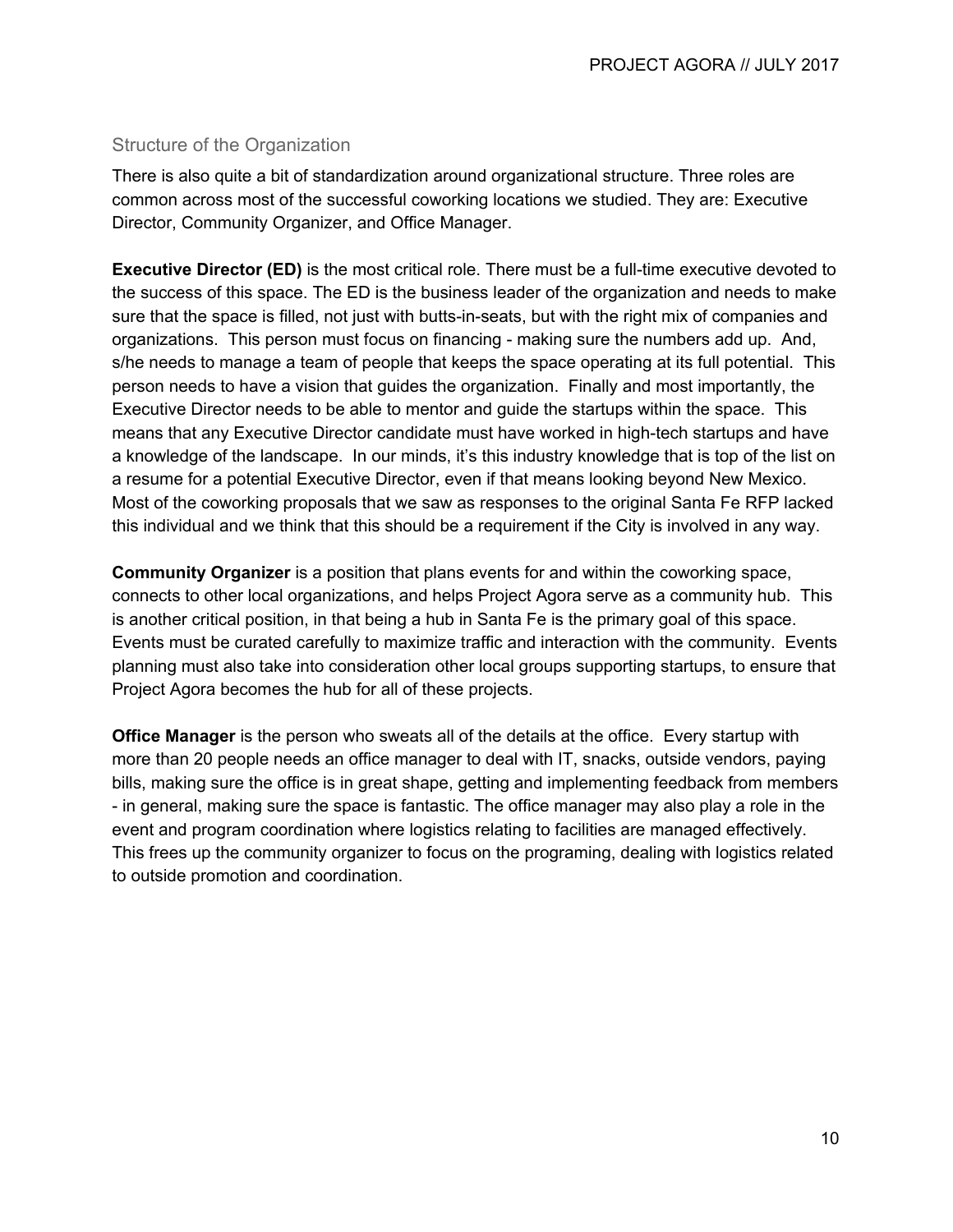## Structure of the Organization

There is also quite a bit of standardization around organizational structure. Three roles are common across most of the successful coworking locations we studied. They are: Executive Director, Community Organizer, and Office Manager.

**Executive Director (ED)** is the most critical role. There must be a full-time executive devoted to the success of this space. The ED is the business leader of the organization and needs to make sure that the space is filled, not just with butts-in-seats, but with the right mix of companies and organizations. This person must focus on financing - making sure the numbers add up. And, s/he needs to manage a team of people that keeps the space operating at its full potential. This person needs to have a vision that guides the organization. Finally and most importantly, the Executive Director needs to be able to mentor and guide the startups within the space. This means that any Executive Director candidate must have worked in high-tech startups and have a knowledge of the landscape. In our minds, it's this industry knowledge that is top of the list on a resume for a potential Executive Director, even if that means looking beyond New Mexico. Most of the coworking proposals that we saw as responses to the original Santa Fe RFP lacked this individual and we think that this should be a requirement if the City is involved in any way.

**Community Organizer** is a position that plans events for and within the coworking space, connects to other local organizations, and helps Project Agora serve as a community hub. This is another critical position, in that being a hub in Santa Fe is the primary goal of this space. Events must be curated carefully to maximize traffic and interaction with the community. Events planning must also take into consideration other local groups supporting startups, to ensure that Project Agora becomes the hub for all of these projects.

**Office Manager** is the person who sweats all of the details at the office. Every startup with more than 20 people needs an office manager to deal with IT, snacks, outside vendors, paying bills, making sure the office is in great shape, getting and implementing feedback from members - in general, making sure the space is fantastic. The office manager may also play a role in the event and program coordination where logistics relating to facilities are managed effectively. This frees up the community organizer to focus on the programing, dealing with logistics related to outside promotion and coordination.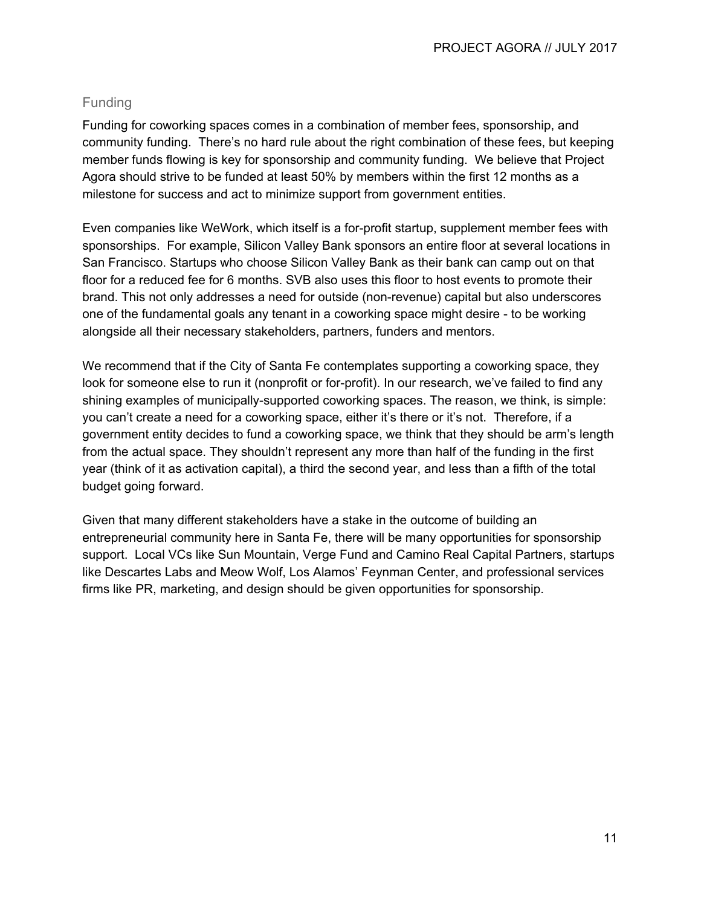## Funding

Funding for coworking spaces comes in a combination of member fees, sponsorship, and community funding. There's no hard rule about the right combination of these fees, but keeping member funds flowing is key for sponsorship and community funding. We believe that Project Agora should strive to be funded at least 50% by members within the first 12 months as a milestone for success and act to minimize support from government entities.

Even companies like WeWork, which itself is a for-profit startup, supplement member fees with sponsorships. For example, Silicon Valley Bank sponsors an entire floor at several locations in San Francisco. Startups who choose Silicon Valley Bank as their bank can camp out on that floor for a reduced fee for 6 months. SVB also uses this floor to host events to promote their brand. This not only addresses a need for outside (non-revenue) capital but also underscores one of the fundamental goals any tenant in a coworking space might desire - to be working alongside all their necessary stakeholders, partners, funders and mentors.

We recommend that if the City of Santa Fe contemplates supporting a coworking space, they look for someone else to run it (nonprofit or for-profit). In our research, we've failed to find any shining examples of municipally-supported coworking spaces. The reason, we think, is simple: you can't create a need for a coworking space, either it's there or it's not. Therefore, if a government entity decides to fund a coworking space, we think that they should be arm's length from the actual space. They shouldn't represent any more than half of the funding in the first year (think of it as activation capital), a third the second year, and less than a fifth of the total budget going forward.

Given that many different stakeholders have a stake in the outcome of building an entrepreneurial community here in Santa Fe, there will be many opportunities for sponsorship support. Local VCs like Sun Mountain, Verge Fund and Camino Real Capital Partners, startups like Descartes Labs and Meow Wolf, Los Alamos' Feynman Center, and professional services firms like PR, marketing, and design should be given opportunities for sponsorship.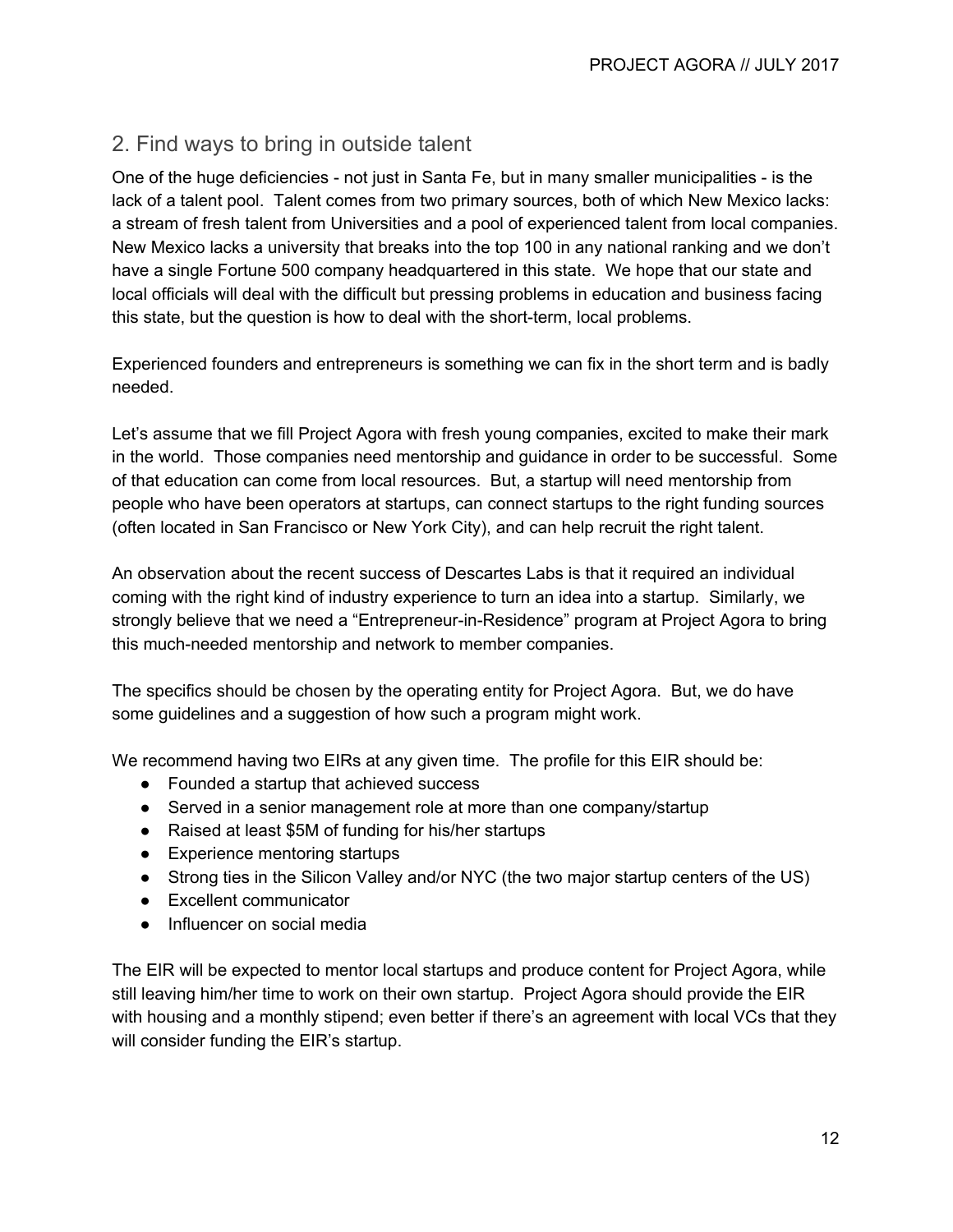## 2. Find ways to bring in outside talent

One of the huge deficiencies - not just in Santa Fe, but in many smaller municipalities - is the lack of a talent pool. Talent comes from two primary sources, both of which New Mexico lacks: a stream of fresh talent from Universities and a pool of experienced talent from local companies. New Mexico lacks a university that breaks into the top 100 in any national ranking and we don't have a single Fortune 500 company headquartered in this state. We hope that our state and local officials will deal with the difficult but pressing problems in education and business facing this state, but the question is how to deal with the short-term, local problems.

Experienced founders and entrepreneurs is something we can fix in the short term and is badly needed.

Let's assume that we fill Project Agora with fresh young companies, excited to make their mark in the world. Those companies need mentorship and guidance in order to be successful. Some of that education can come from local resources. But, a startup will need mentorship from people who have been operators at startups, can connect startups to the right funding sources (often located in San Francisco or New York City), and can help recruit the right talent.

An observation about the recent success of Descartes Labs is that it required an individual coming with the right kind of industry experience to turn an idea into a startup. Similarly, we strongly believe that we need a "Entrepreneur-in-Residence" program at Project Agora to bring this much-needed mentorship and network to member companies.

The specifics should be chosen by the operating entity for Project Agora. But, we do have some guidelines and a suggestion of how such a program might work.

We recommend having two EIRs at any given time. The profile for this EIR should be:

- Founded a startup that achieved success
- Served in a senior management role at more than one company/startup
- Raised at least $5M of funding for his/her startups
- Experience mentoring startups
- Strong ties in the Silicon Valley and/or NYC (the two major startup centers of the US)
- Excellent communicator
- Influencer on social media

The EIR will be expected to mentor local startups and produce content for Project Agora, while still leaving him/her time to work on their own startup. Project Agora should provide the EIR with housing and a monthly stipend; even better if there's an agreement with local VCs that they will consider funding the EIR's startup.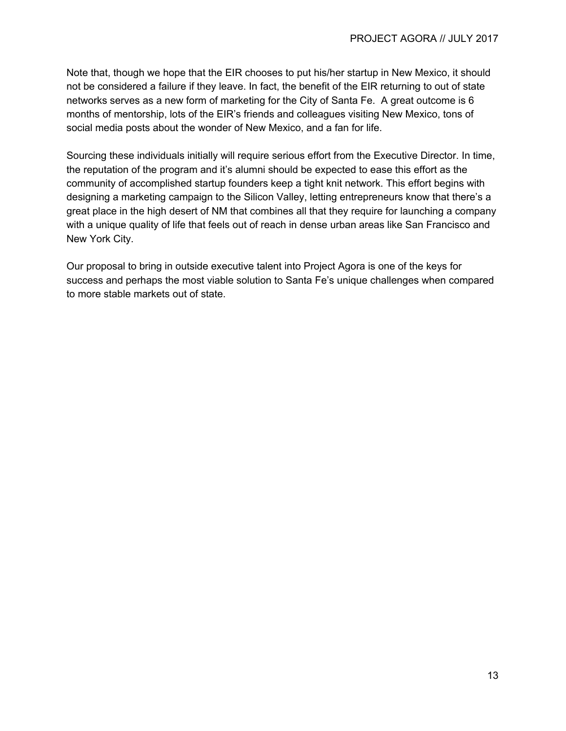Note that, though we hope that the EIR chooses to put his/her startup in New Mexico, it should not be considered a failure if they leave. In fact, the benefit of the EIR returning to out of state networks serves as a new form of marketing for the City of Santa Fe. A great outcome is 6 months of mentorship, lots of the EIR's friends and colleagues visiting New Mexico, tons of social media posts about the wonder of New Mexico, and a fan for life.

Sourcing these individuals initially will require serious effort from the Executive Director. In time, the reputation of the program and it's alumni should be expected to ease this effort as the community of accomplished startup founders keep a tight knit network. This effort begins with designing a marketing campaign to the Silicon Valley, letting entrepreneurs know that there's a great place in the high desert of NM that combines all that they require for launching a company with a unique quality of life that feels out of reach in dense urban areas like San Francisco and New York City.

Our proposal to bring in outside executive talent into Project Agora is one of the keys for success and perhaps the most viable solution to Santa Fe's unique challenges when compared to more stable markets out of state.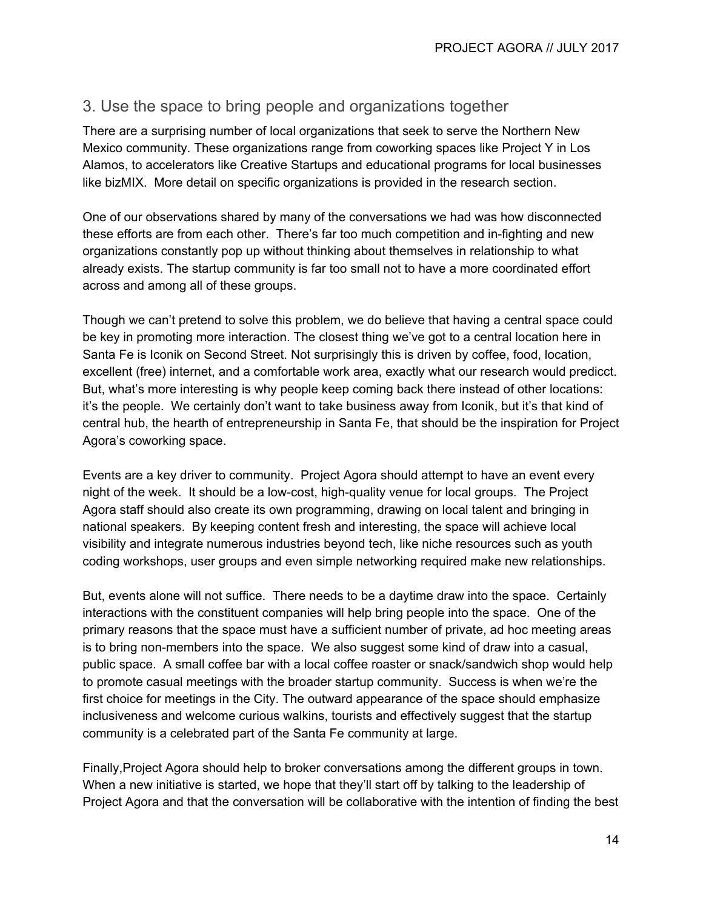## 3. Use the space to bring people and organizations together

There are a surprising number of local organizations that seek to serve the Northern New Mexico community. These organizations range from coworking spaces like Project Y in Los Alamos, to accelerators like Creative Startups and educational programs for local businesses like bizMIX. More detail on specific organizations is provided in the research section.

One of our observations shared by many of the conversations we had was how disconnected these efforts are from each other. There's far too much competition and in-fighting and new organizations constantly pop up without thinking about themselves in relationship to what already exists. The startup community is far too small not to have a more coordinated effort across and among all of these groups.

Though we can't pretend to solve this problem, we do believe that having a central space could be key in promoting more interaction. The closest thing we've got to a central location here in Santa Fe is Iconik on Second Street. Not surprisingly this is driven by coffee, food, location, excellent (free) internet, and a comfortable work area, exactly what our research would predicct. But, what's more interesting is why people keep coming back there instead of other locations: it's the people. We certainly don't want to take business away from Iconik, but it's that kind of central hub, the hearth of entrepreneurship in Santa Fe, that should be the inspiration for Project Agora's coworking space.

Events are a key driver to community. Project Agora should attempt to have an event every night of the week. It should be a low-cost, high-quality venue for local groups. The Project Agora staff should also create its own programming, drawing on local talent and bringing in national speakers. By keeping content fresh and interesting, the space will achieve local visibility and integrate numerous industries beyond tech, like niche resources such as youth coding workshops, user groups and even simple networking required make new relationships.

But, events alone will not suffice. There needs to be a daytime draw into the space. Certainly interactions with the constituent companies will help bring people into the space. One of the primary reasons that the space must have a sufficient number of private, ad hoc meeting areas is to bring non-members into the space. We also suggest some kind of draw into a casual, public space. A small coffee bar with a local coffee roaster or snack/sandwich shop would help to promote casual meetings with the broader startup community. Success is when we're the first choice for meetings in the City. The outward appearance of the space should emphasize inclusiveness and welcome curious walkins, tourists and effectively suggest that the startup community is a celebrated part of the Santa Fe community at large.

Finally,Project Agora should help to broker conversations among the different groups in town. When a new initiative is started, we hope that they'll start off by talking to the leadership of Project Agora and that the conversation will be collaborative with the intention of finding the best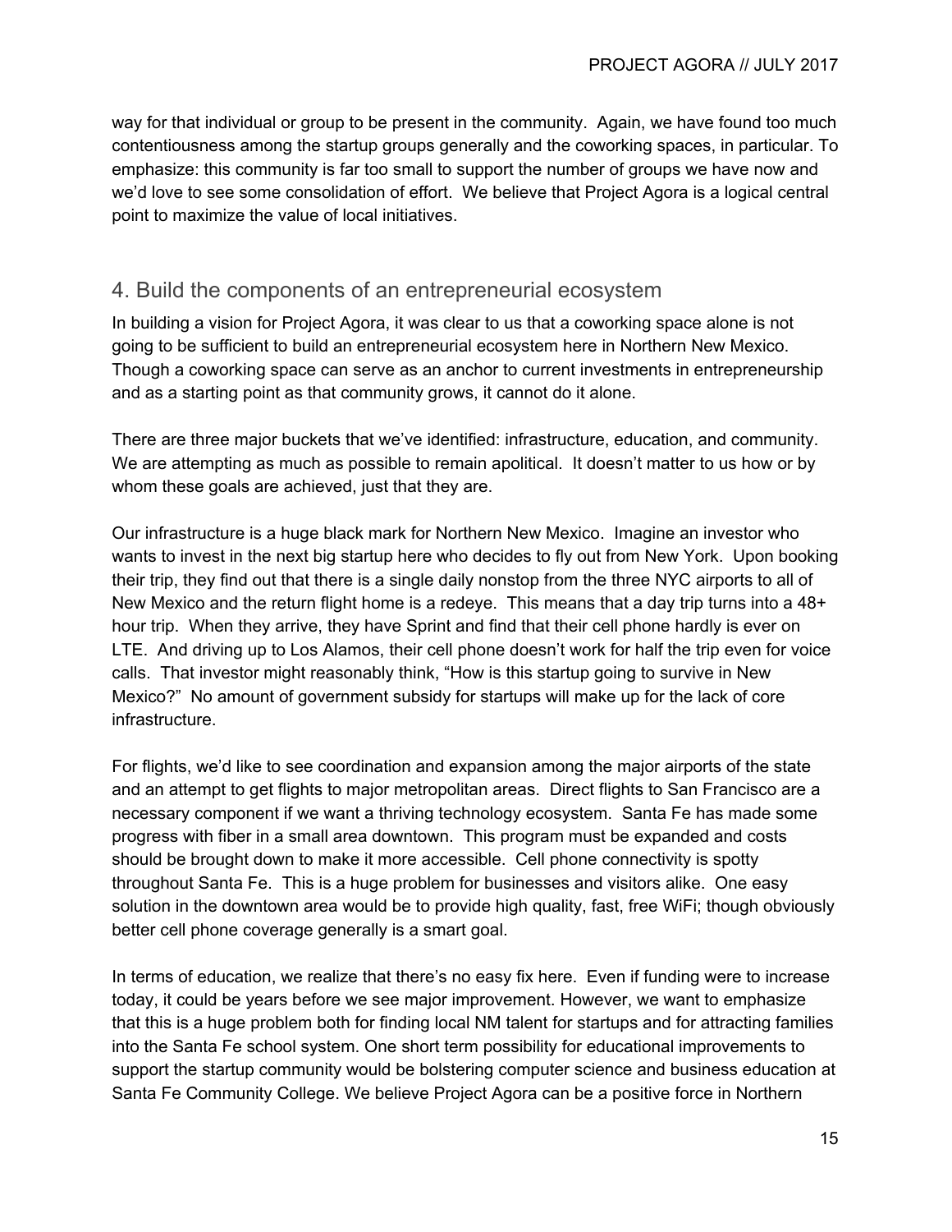way for that individual or group to be present in the community. Again, we have found too much contentiousness among the startup groups generally and the coworking spaces, in particular. To emphasize: this community is far too small to support the number of groups we have now and we'd love to see some consolidation of effort. We believe that Project Agora is a logical central point to maximize the value of local initiatives.

## 4. Build the components of an entrepreneurial ecosystem

In building a vision for Project Agora, it was clear to us that a coworking space alone is not going to be sufficient to build an entrepreneurial ecosystem here in Northern New Mexico. Though a coworking space can serve as an anchor to current investments in entrepreneurship and as a starting point as that community grows, it cannot do it alone.

There are three major buckets that we've identified: infrastructure, education, and community. We are attempting as much as possible to remain apolitical. It doesn't matter to us how or by whom these goals are achieved, just that they are.

Our infrastructure is a huge black mark for Northern New Mexico. Imagine an investor who wants to invest in the next big startup here who decides to fly out from New York. Upon booking their trip, they find out that there is a single daily nonstop from the three NYC airports to all of New Mexico and the return flight home is a redeye. This means that a day trip turns into a 48+ hour trip. When they arrive, they have Sprint and find that their cell phone hardly is ever on LTE. And driving up to Los Alamos, their cell phone doesn't work for half the trip even for voice calls. That investor might reasonably think, "How is this startup going to survive in New Mexico?" No amount of government subsidy for startups will make up for the lack of core infrastructure.

For flights, we'd like to see coordination and expansion among the major airports of the state and an attempt to get flights to major metropolitan areas. Direct flights to San Francisco are a necessary component if we want a thriving technology ecosystem. Santa Fe has made some progress with fiber in a small area downtown. This program must be expanded and costs should be brought down to make it more accessible. Cell phone connectivity is spotty throughout Santa Fe. This is a huge problem for businesses and visitors alike. One easy solution in the downtown area would be to provide high quality, fast, free WiFi; though obviously better cell phone coverage generally is a smart goal.

In terms of education, we realize that there's no easy fix here. Even if funding were to increase today, it could be years before we see major improvement. However, we want to emphasize that this is a huge problem both for finding local NM talent for startups and for attracting families into the Santa Fe school system. One short term possibility for educational improvements to support the startup community would be bolstering computer science and business education at Santa Fe Community College. We believe Project Agora can be a positive force in Northern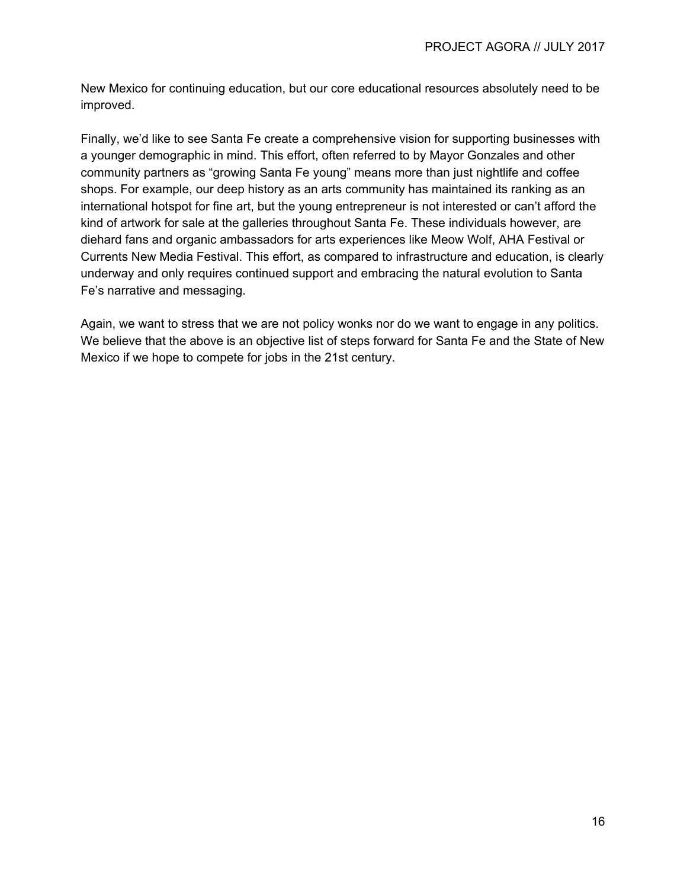New Mexico for continuing education, but our core educational resources absolutely need to be improved.

Finally, we'd like to see Santa Fe create a comprehensive vision for supporting businesses with a younger demographic in mind. This effort, often referred to by Mayor Gonzales and other community partners as "growing Santa Fe young" means more than just nightlife and coffee shops. For example, our deep history as an arts community has maintained its ranking as an international hotspot for fine art, but the young entrepreneur is not interested or can't afford the kind of artwork for sale at the galleries throughout Santa Fe. These individuals however, are diehard fans and organic ambassadors for arts experiences like Meow Wolf, AHA Festival or Currents New Media Festival. This effort, as compared to infrastructure and education, is clearly underway and only requires continued support and embracing the natural evolution to Santa Fe's narrative and messaging.

Again, we want to stress that we are not policy wonks nor do we want to engage in any politics. We believe that the above is an objective list of steps forward for Santa Fe and the State of New Mexico if we hope to compete for jobs in the 21st century.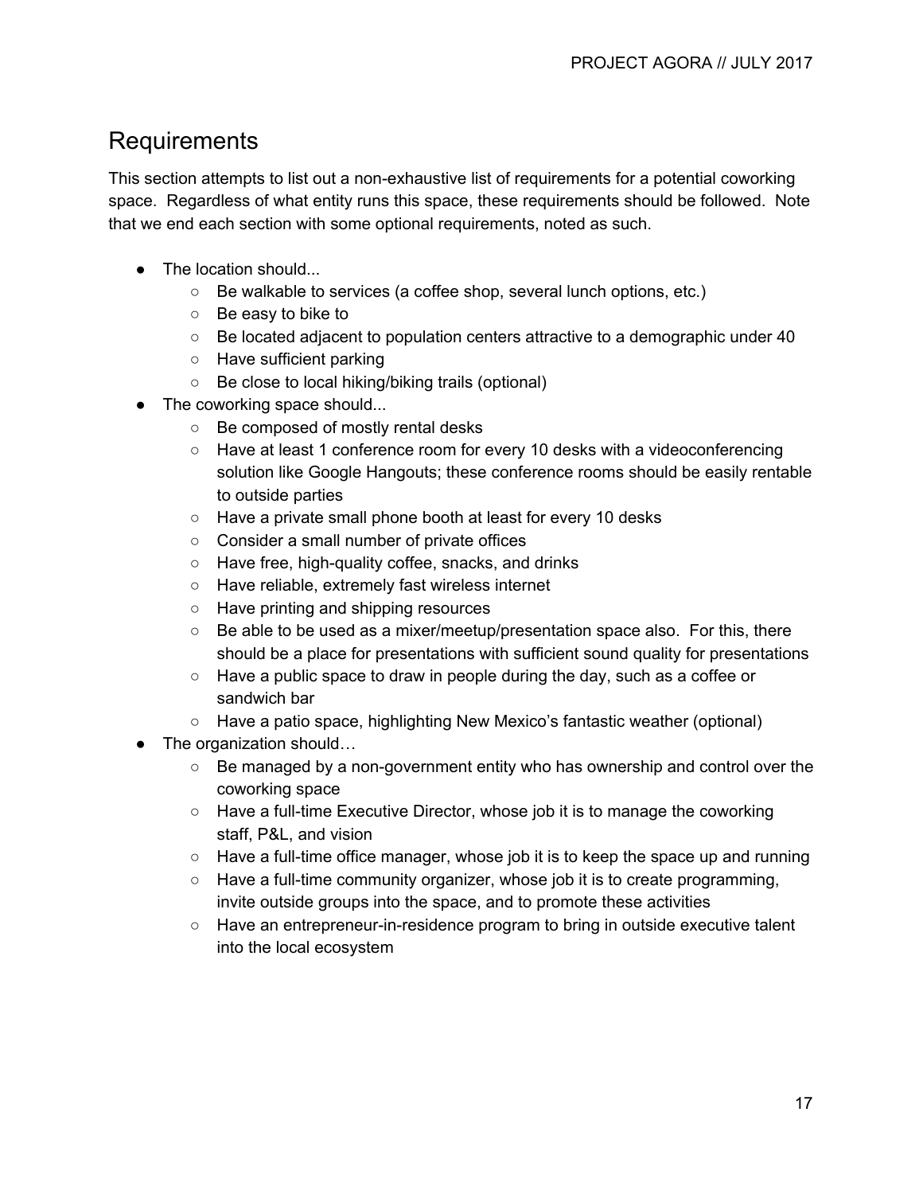## Requirements

This section attempts to list out a non-exhaustive list of requirements for a potential coworking space. Regardless of what entity runs this space, these requirements should be followed. Note that we end each section with some optional requirements, noted as such.

- The location should...
  - Be walkable to services (a coffee shop, several lunch options, etc.)
  - Be easy to bike to
  - Be located adjacent to population centers attractive to a demographic under 40
  - Have sufficient parking
  - Be close to local hiking/biking trails (optional)
- The coworking space should...
  - Be composed of mostly rental desks
  - Have at least 1 conference room for every 10 desks with a videoconferencing solution like Google Hangouts; these conference rooms should be easily rentable to outside parties
  - Have a private small phone booth at least for every 10 desks
  - Consider a small number of private offices
  - Have free, high-quality coffee, snacks, and drinks
  - Have reliable, extremely fast wireless internet
  - Have printing and shipping resources
  - Be able to be used as a mixer/meetup/presentation space also. For this, there should be a place for presentations with sufficient sound quality for presentations
  - Have a public space to draw in people during the day, such as a coffee or sandwich bar
  - Have a patio space, highlighting New Mexico's fantastic weather (optional)
- The organization should…
  - Be managed by a non-government entity who has ownership and control over the coworking space
  - Have a full-time Executive Director, whose job it is to manage the coworking staff, P&L, and vision
  - Have a full-time office manager, whose job it is to keep the space up and running
  - Have a full-time community organizer, whose job it is to create programming, invite outside groups into the space, and to promote these activities
  - Have an entrepreneur-in-residence program to bring in outside executive talent into the local ecosystem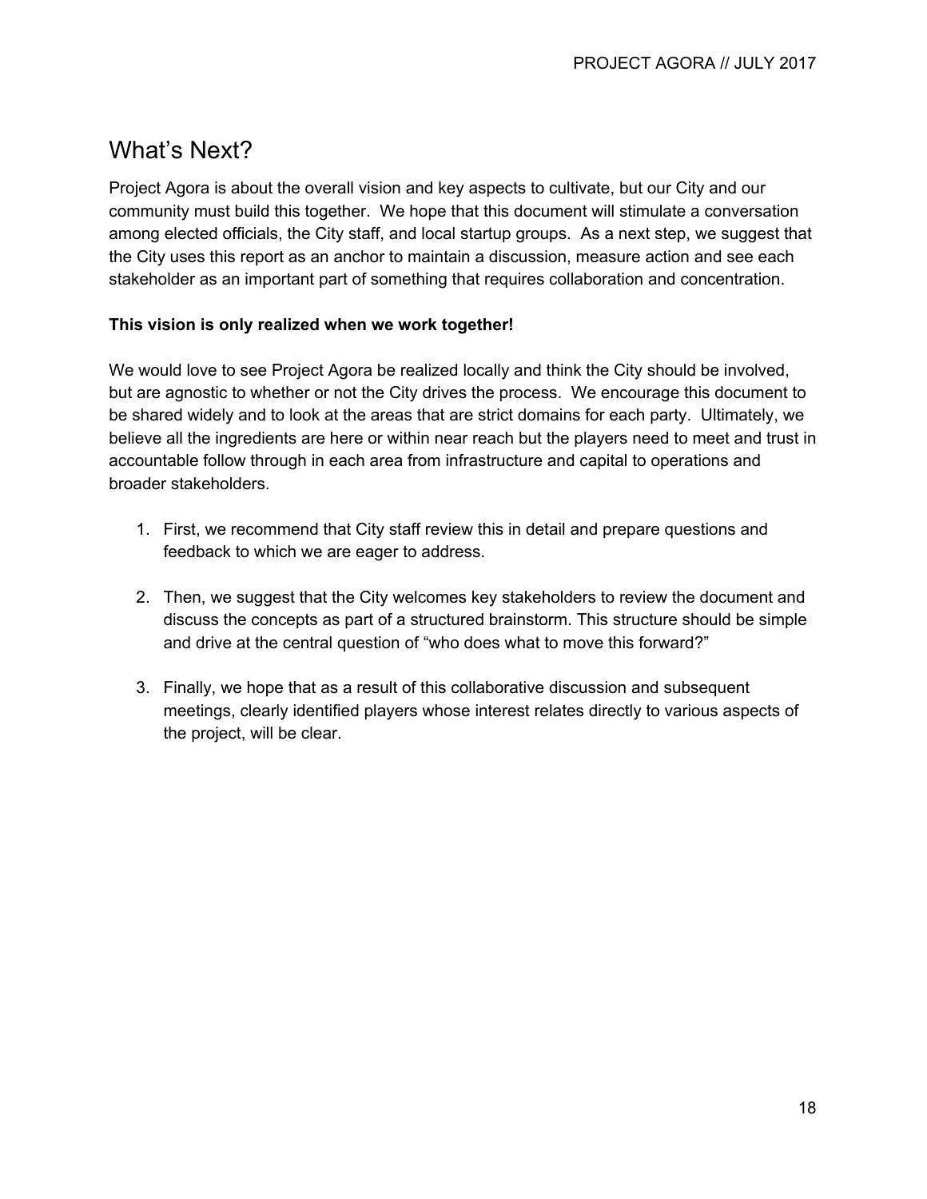## What's Next?

Project Agora is about the overall vision and key aspects to cultivate, but our City and our community must build this together. We hope that this document will stimulate a conversation among elected officials, the City staff, and local startup groups. As a next step, we suggest that the City uses this report as an anchor to maintain a discussion, measure action and see each stakeholder as an important part of something that requires collaboration and concentration.

**This vision is only realized when we work together!**

We would love to see Project Agora be realized locally and think the City should be involved, but are agnostic to whether or not the City drives the process. We encourage this document to be shared widely and to look at the areas that are strict domains for each party. Ultimately, we believe all the ingredients are here or within near reach but the players need to meet and trust in accountable follow through in each area from infrastructure and capital to operations and broader stakeholders.

1. First, we recommend that City staff review this in detail and prepare questions and feedback to which we are eager to address.

2. Then, we suggest that the City welcomes key stakeholders to review the document and discuss the concepts as part of a structured brainstorm. This structure should be simple and drive at the central question of "who does what to move this forward?"

3. Finally, we hope that as a result of this collaborative discussion and subsequent meetings, clearly identified players whose interest relates directly to various aspects of the project, will be clear.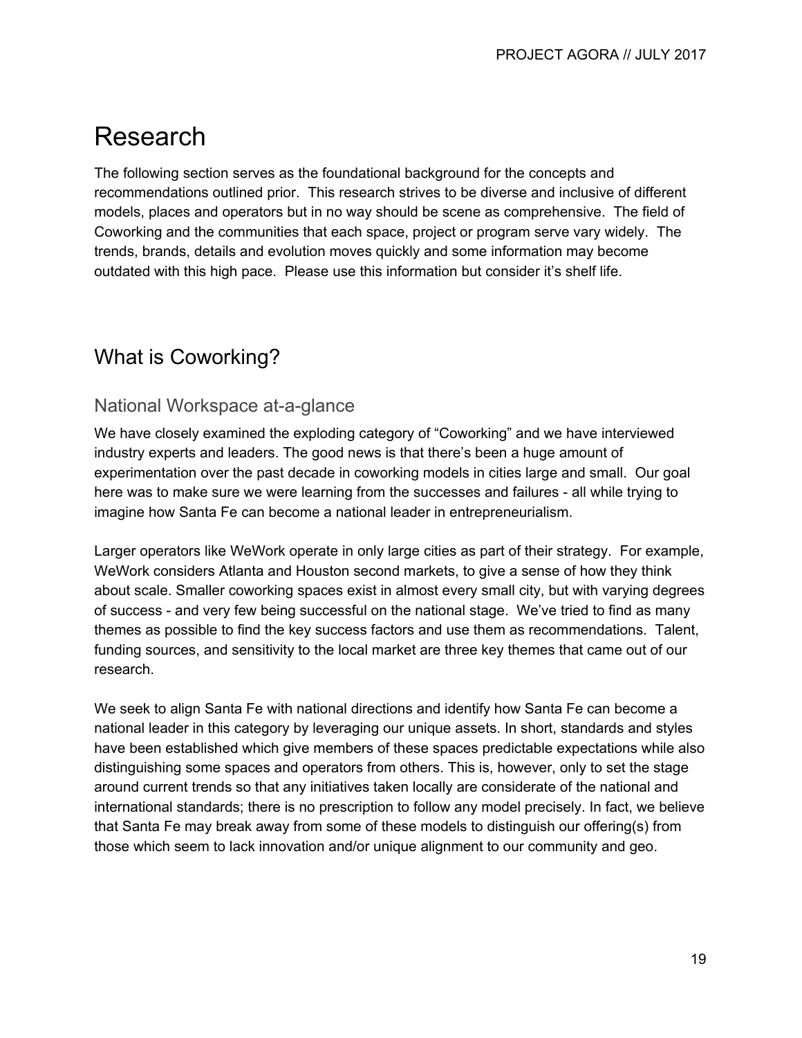# Research

The following section serves as the foundational background for the concepts and recommendations outlined prior. This research strives to be diverse and inclusive of different models, places and operators but in no way should be scene as comprehensive. The field of Coworking and the communities that each space, project or program serve vary widely. The trends, brands, details and evolution moves quickly and some information may become outdated with this high pace. Please use this information but consider it's shelf life.

## What is Coworking?

### National Workspace at-a-glance

We have closely examined the exploding category of "Coworking" and we have interviewed industry experts and leaders. The good news is that there's been a huge amount of experimentation over the past decade in coworking models in cities large and small. Our goal here was to make sure we were learning from the successes and failures - all while trying to imagine how Santa Fe can become a national leader in entrepreneurialism.

Larger operators like WeWork operate in only large cities as part of their strategy. For example, WeWork considers Atlanta and Houston second markets, to give a sense of how they think about scale. Smaller coworking spaces exist in almost every small city, but with varying degrees of success - and very few being successful on the national stage. We've tried to find as many themes as possible to find the key success factors and use them as recommendations. Talent, funding sources, and sensitivity to the local market are three key themes that came out of our research.

We seek to align Santa Fe with national directions and identify how Santa Fe can become a national leader in this category by leveraging our unique assets. In short, standards and styles have been established which give members of these spaces predictable expectations while also distinguishing some spaces and operators from others. This is, however, only to set the stage around current trends so that any initiatives taken locally are considerate of the national and international standards; there is no prescription to follow any model precisely. In fact, we believe that Santa Fe may break away from some of these models to distinguish our offering(s) from those which seem to lack innovation and/or unique alignment to our community and geo.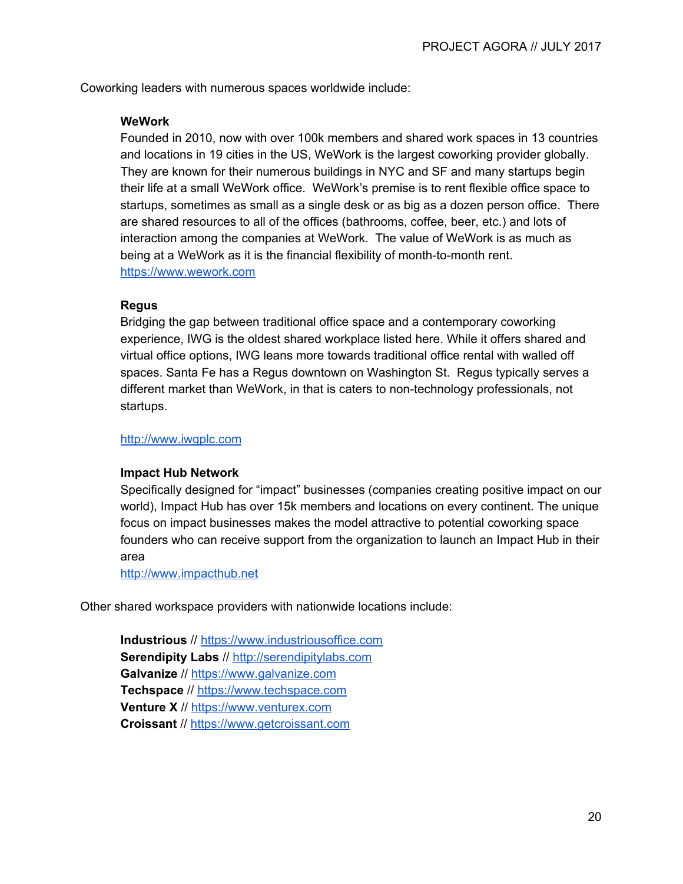Coworking leaders with numerous spaces worldwide include:

**WeWork**
Founded in 2010, now with over 100k members and shared work spaces in 13 countries and locations in 19 cities in the US, WeWork is the largest coworking provider globally. They are known for their numerous buildings in NYC and SF and many startups begin their life at a small WeWork office. WeWork's premise is to rent flexible office space to startups, sometimes as small as a single desk or as big as a dozen person office. There are shared resources to all of the offices (bathrooms, coffee, beer, etc.) and lots of interaction among the companies at WeWork. The value of WeWork is as much as being at a WeWork as it is the financial flexibility of month-to-month rent.
https://www.wework.com

**Regus**
Bridging the gap between traditional office space and a contemporary coworking experience, IWG is the oldest shared workplace listed here. While it offers shared and virtual office options, IWG leans more towards traditional office rental with walled off spaces. Santa Fe has a Regus downtown on Washington St. Regus typically serves a different market than WeWork, in that is caters to non-technology professionals, not startups.

http://www.iwgplc.com

**Impact Hub Network**
Specifically designed for "impact" businesses (companies creating positive impact on our world), Impact Hub has over 15k members and locations on every continent. The unique focus on impact businesses makes the model attractive to potential coworking space founders who can receive support from the organization to launch an Impact Hub in their area
http://www.impacthub.net

Other shared workspace providers with nationwide locations include:

**Industrious** // https://www.industriousoffice.com
**Serendipity Labs** // http://serendipitylabs.com
**Galvanize** // https://www.galvanize.com
**Techspace** // https://www.techspace.com
**Venture X** // https://www.venturex.com
**Croissant** // https://www.getcroissant.com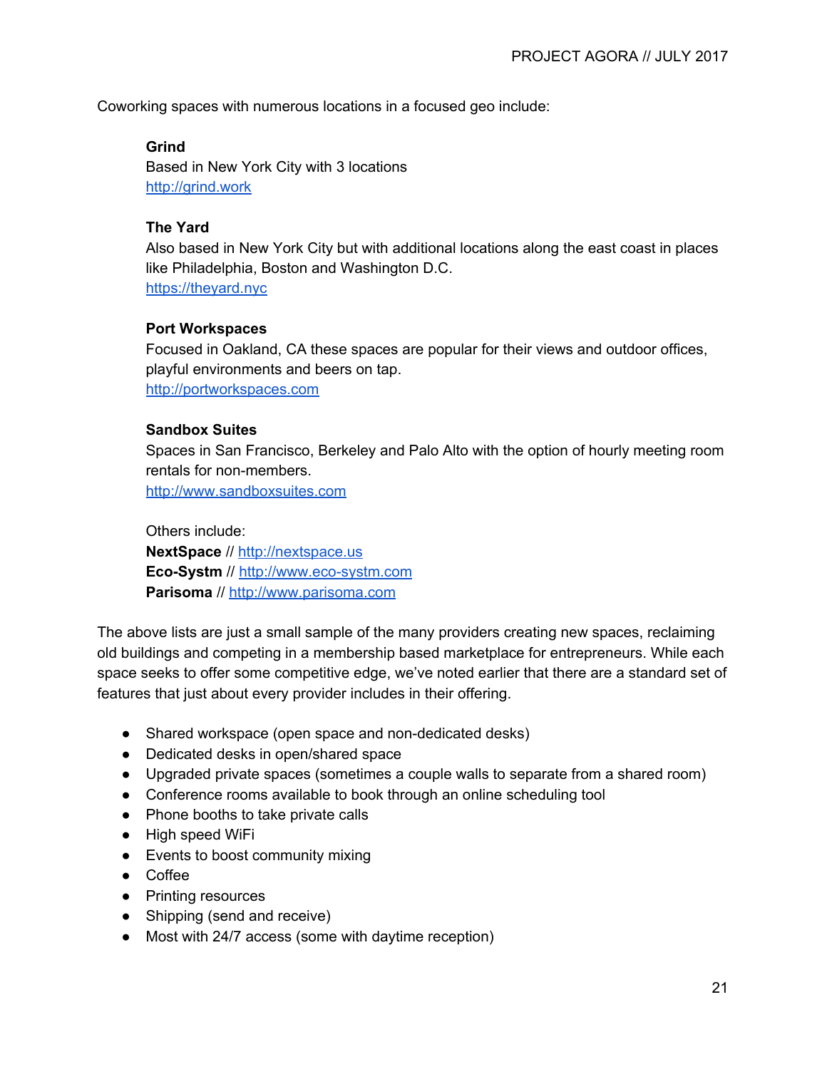Coworking spaces with numerous locations in a focused geo include:

**Grind**
Based in New York City with 3 locations
http://grind.work

**The Yard**
Also based in New York City but with additional locations along the east coast in places like Philadelphia, Boston and Washington D.C.
https://theyard.nyc

**Port Workspaces**
Focused in Oakland, CA these spaces are popular for their views and outdoor offices, playful environments and beers on tap.
http://portworkspaces.com

**Sandbox Suites**
Spaces in San Francisco, Berkeley and Palo Alto with the option of hourly meeting room rentals for non-members.
http://www.sandboxsuites.com

Others include:
**NextSpace** // http://nextspace.us
**Eco-Systm** // http://www.eco-systm.com
**Parisoma** // http://www.parisoma.com

The above lists are just a small sample of the many providers creating new spaces, reclaiming old buildings and competing in a membership based marketplace for entrepreneurs. While each space seeks to offer some competitive edge, we've noted earlier that there are a standard set of features that just about every provider includes in their offering.

- Shared workspace (open space and non-dedicated desks)
- Dedicated desks in open/shared space
- Upgraded private spaces (sometimes a couple walls to separate from a shared room)
- Conference rooms available to book through an online scheduling tool
- Phone booths to take private calls
- High speed WiFi
- Events to boost community mixing
- Coffee
- Printing resources
- Shipping (send and receive)
- Most with 24/7 access (some with daytime reception)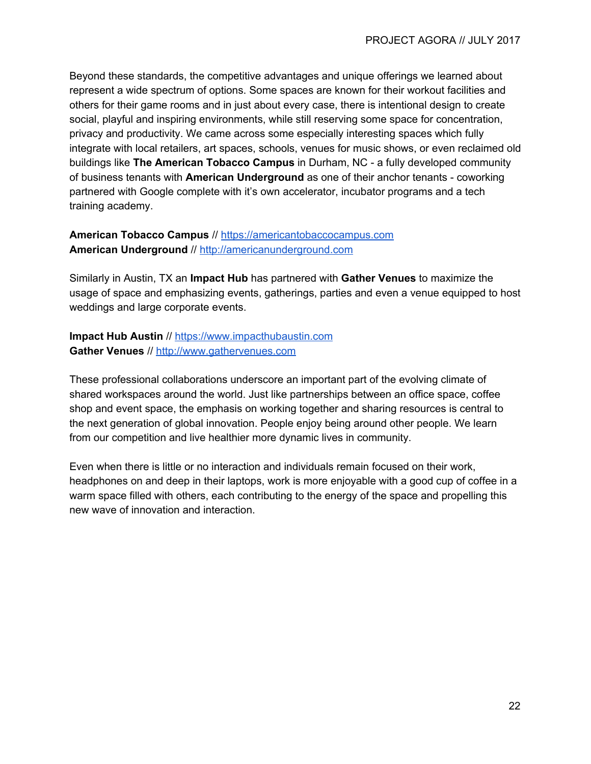Beyond these standards, the competitive advantages and unique offerings we learned about represent a wide spectrum of options. Some spaces are known for their workout facilities and others for their game rooms and in just about every case, there is intentional design to create social, playful and inspiring environments, while still reserving some space for concentration, privacy and productivity. We came across some especially interesting spaces which fully integrate with local retailers, art spaces, schools, venues for music shows, or even reclaimed old buildings like **The American Tobacco Campus** in Durham, NC - a fully developed community of business tenants with **American Underground** as one of their anchor tenants - coworking partnered with Google complete with it's own accelerator, incubator programs and a tech training academy.

**American Tobacco Campus** // [https://americantobaccocampus.com](https://americantobaccocampus.com)
**American Underground** // [http://americanunderground.com](http://americanunderground.com)

Similarly in Austin, TX an **Impact Hub** has partnered with **Gather Venues** to maximize the usage of space and emphasizing events, gatherings, parties and even a venue equipped to host weddings and large corporate events.

**Impact Hub Austin** // [https://www.impacthubaustin.com](https://www.impacthubaustin.com)
**Gather Venues** // [http://www.gathervenues.com](http://www.gathervenues.com)

These professional collaborations underscore an important part of the evolving climate of shared workspaces around the world. Just like partnerships between an office space, coffee shop and event space, the emphasis on working together and sharing resources is central to the next generation of global innovation. People enjoy being around other people. We learn from our competition and live healthier more dynamic lives in community.

Even when there is little or no interaction and individuals remain focused on their work, headphones on and deep in their laptops, work is more enjoyable with a good cup of coffee in a warm space filled with others, each contributing to the energy of the space and propelling this new wave of innovation and interaction.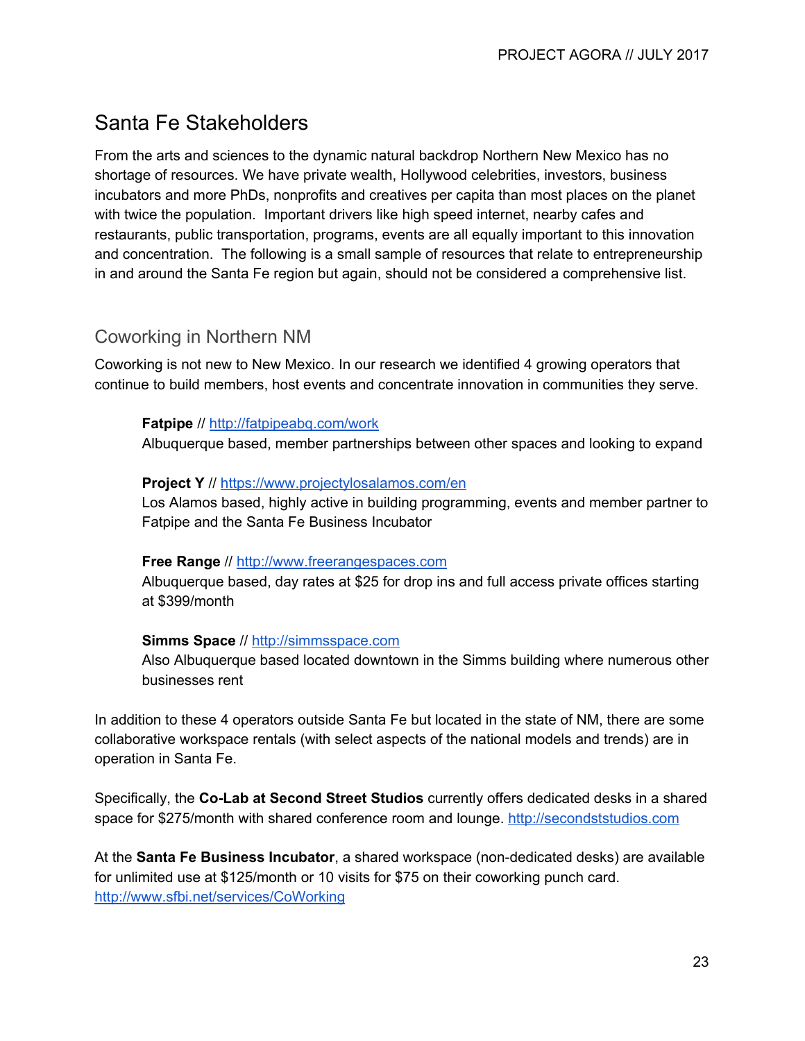## Santa Fe Stakeholders

From the arts and sciences to the dynamic natural backdrop Northern New Mexico has no shortage of resources. We have private wealth, Hollywood celebrities, investors, business incubators and more PhDs, nonprofits and creatives per capita than most places on the planet with twice the population. Important drivers like high speed internet, nearby cafes and restaurants, public transportation, programs, events are all equally important to this innovation and concentration. The following is a small sample of resources that relate to entrepreneurship in and around the Santa Fe region but again, should not be considered a comprehensive list.

### Coworking in Northern NM

Coworking is not new to New Mexico. In our research we identified 4 growing operators that continue to build members, host events and concentrate innovation in communities they serve.

> **Fatpipe** // http://fatpipeabq.com/work
> Albuquerque based, member partnerships between other spaces and looking to expand
>
> **Project Y** // https://www.projectylosalamos.com/en
> Los Alamos based, highly active in building programming, events and member partner to Fatpipe and the Santa Fe Business Incubator
>
> **Free Range** // http://www.freerangespaces.com
> Albuquerque based, day rates at $25 for drop ins and full access private offices starting at $399/month
>
> **Simms Space** // http://simmsspace.com
> Also Albuquerque based located downtown in the Simms building where numerous other businesses rent

In addition to these 4 operators outside Santa Fe but located in the state of NM, there are some collaborative workspace rentals (with select aspects of the national models and trends) are in operation in Santa Fe.

Specifically, the **Co-Lab at Second Street Studios** currently offers dedicated desks in a shared space for $275/month with shared conference room and lounge. http://secondststudios.com

At the **Santa Fe Business Incubator**, a shared workspace (non-dedicated desks) are available for unlimited use at $125/month or 10 visits for $75 on their coworking punch card. http://www.sfbi.net/services/CoWorking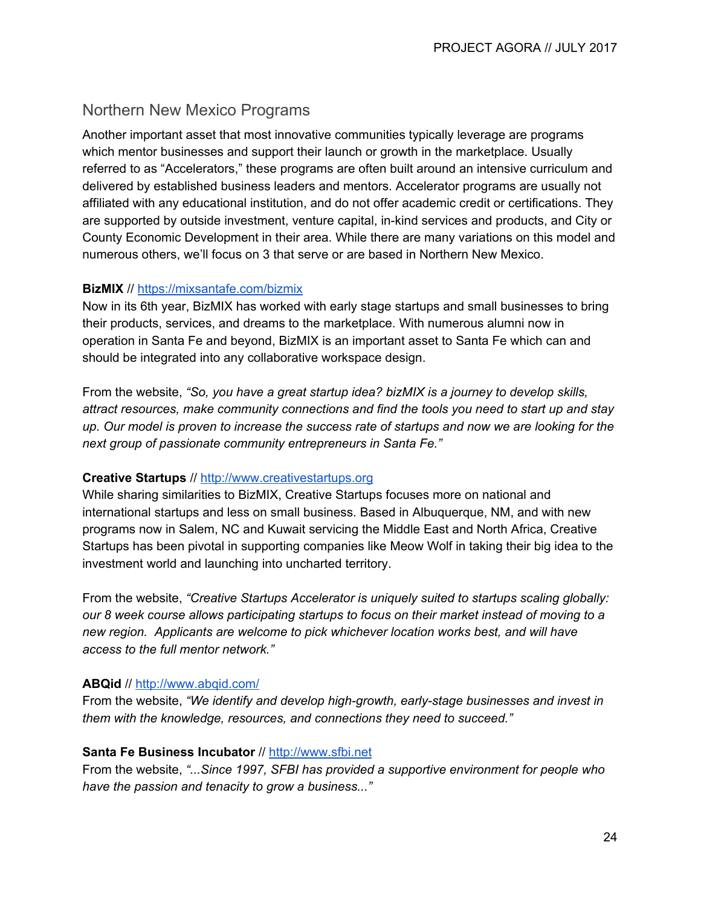## Northern New Mexico Programs

Another important asset that most innovative communities typically leverage are programs which mentor businesses and support their launch or growth in the marketplace. Usually referred to as "Accelerators," these programs are often built around an intensive curriculum and delivered by established business leaders and mentors. Accelerator programs are usually not affiliated with any educational institution, and do not offer academic credit or certifications. They are supported by outside investment, venture capital, in-kind services and products, and City or County Economic Development in their area. While there are many variations on this model and numerous others, we'll focus on 3 that serve or are based in Northern New Mexico.

**BizMIX** // [https://mixsantafe.com/bizmix](https://mixsantafe.com/bizmix)
Now in its 6th year, BizMIX has worked with early stage startups and small businesses to bring their products, services, and dreams to the marketplace. With numerous alumni now in operation in Santa Fe and beyond, BizMIX is an important asset to Santa Fe which can and should be integrated into any collaborative workspace design.

From the website, *"So, you have a great startup idea? bizMIX is a journey to develop skills, attract resources, make community connections and find the tools you need to start up and stay up. Our model is proven to increase the success rate of startups and now we are looking for the next group of passionate community entrepreneurs in Santa Fe."*

**Creative Startups** // [http://www.creativestartups.org](http://www.creativestartups.org)
While sharing similarities to BizMIX, Creative Startups focuses more on national and international startups and less on small business. Based in Albuquerque, NM, and with new programs now in Salem, NC and Kuwait servicing the Middle East and North Africa, Creative Startups has been pivotal in supporting companies like Meow Wolf in taking their big idea to the investment world and launching into uncharted territory.

From the website, *"Creative Startups Accelerator is uniquely suited to startups scaling globally: our 8 week course allows participating startups to focus on their market instead of moving to a new region. Applicants are welcome to pick whichever location works best, and will have access to the full mentor network."*

**ABQid** // [http://www.abqid.com/](http://www.abqid.com/)
From the website, *"We identify and develop high-growth, early-stage businesses and invest in them with the knowledge, resources, and connections they need to succeed."*

**Santa Fe Business Incubator** // [http://www.sfbi.net](http://www.sfbi.net)
From the website, *"...Since 1997, SFBI has provided a supportive environment for people who have the passion and tenacity to grow a business..."*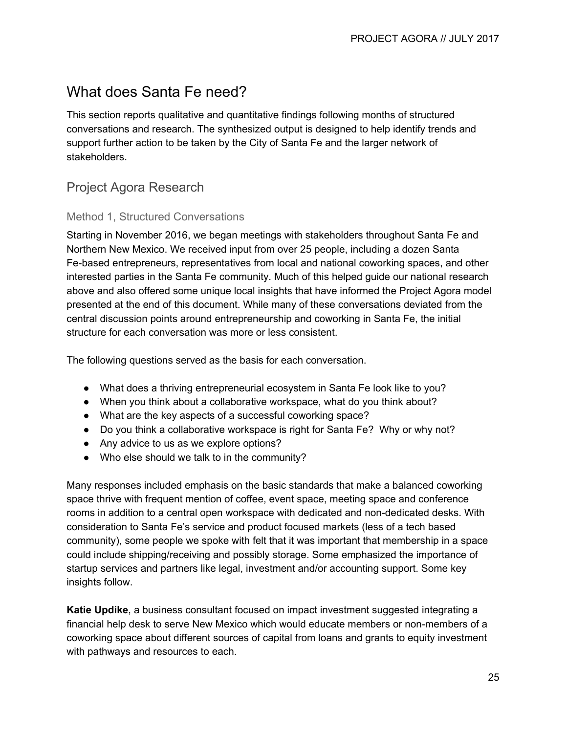# What does Santa Fe need?

This section reports qualitative and quantitative findings following months of structured conversations and research. The synthesized output is designed to help identify trends and support further action to be taken by the City of Santa Fe and the larger network of stakeholders.

## Project Agora Research

### Method 1, Structured Conversations

Starting in November 2016, we began meetings with stakeholders throughout Santa Fe and Northern New Mexico. We received input from over 25 people, including a dozen Santa Fe-based entrepreneurs, representatives from local and national coworking spaces, and other interested parties in the Santa Fe community. Much of this helped guide our national research above and also offered some unique local insights that have informed the Project Agora model presented at the end of this document. While many of these conversations deviated from the central discussion points around entrepreneurship and coworking in Santa Fe, the initial structure for each conversation was more or less consistent.

The following questions served as the basis for each conversation.

- What does a thriving entrepreneurial ecosystem in Santa Fe look like to you?
- When you think about a collaborative workspace, what do you think about?
- What are the key aspects of a successful coworking space?
- Do you think a collaborative workspace is right for Santa Fe? Why or why not?
- Any advice to us as we explore options?
- Who else should we talk to in the community?

Many responses included emphasis on the basic standards that make a balanced coworking space thrive with frequent mention of coffee, event space, meeting space and conference rooms in addition to a central open workspace with dedicated and non-dedicated desks. With consideration to Santa Fe's service and product focused markets (less of a tech based community), some people we spoke with felt that it was important that membership in a space could include shipping/receiving and possibly storage. Some emphasized the importance of startup services and partners like legal, investment and/or accounting support. Some key insights follow.

**Katie Updike**, a business consultant focused on impact investment suggested integrating a financial help desk to serve New Mexico which would educate members or non-members of a coworking space about different sources of capital from loans and grants to equity investment with pathways and resources to each.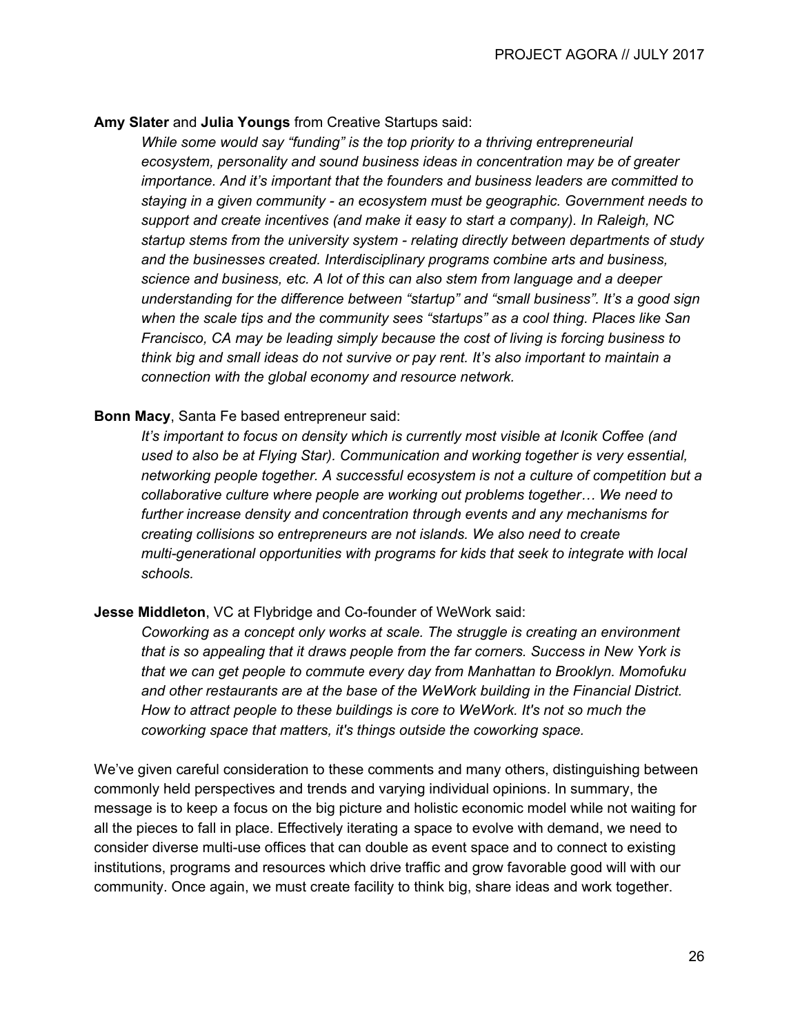**Amy Slater** and **Julia Youngs** from Creative Startups said:

> *While some would say "funding" is the top priority to a thriving entrepreneurial ecosystem, personality and sound business ideas in concentration may be of greater importance. And it's important that the founders and business leaders are committed to staying in a given community - an ecosystem must be geographic. Government needs to support and create incentives (and make it easy to start a company). In Raleigh, NC startup stems from the university system - relating directly between departments of study and the businesses created. Interdisciplinary programs combine arts and business, science and business, etc. A lot of this can also stem from language and a deeper understanding for the difference between "startup" and "small business". It's a good sign when the scale tips and the community sees "startups" as a cool thing. Places like San Francisco, CA may be leading simply because the cost of living is forcing business to think big and small ideas do not survive or pay rent. It's also important to maintain a connection with the global economy and resource network.*

**Bonn Macy**, Santa Fe based entrepreneur said:

> *It's important to focus on density which is currently most visible at Iconik Coffee (and used to also be at Flying Star). Communication and working together is very essential, networking people together. A successful ecosystem is not a culture of competition but a collaborative culture where people are working out problems together… We need to further increase density and concentration through events and any mechanisms for creating collisions so entrepreneurs are not islands. We also need to create multi-generational opportunities with programs for kids that seek to integrate with local schools.*

**Jesse Middleton**, VC at Flybridge and Co-founder of WeWork said:

> *Coworking as a concept only works at scale. The struggle is creating an environment that is so appealing that it draws people from the far corners. Success in New York is that we can get people to commute every day from Manhattan to Brooklyn. Momofuku and other restaurants are at the base of the WeWork building in the Financial District. How to attract people to these buildings is core to WeWork. It's not so much the coworking space that matters, it's things outside the coworking space.*

We've given careful consideration to these comments and many others, distinguishing between commonly held perspectives and trends and varying individual opinions. In summary, the message is to keep a focus on the big picture and holistic economic model while not waiting for all the pieces to fall in place. Effectively iterating a space to evolve with demand, we need to consider diverse multi-use offices that can double as event space and to connect to existing institutions, programs and resources which drive traffic and grow favorable good will with our community. Once again, we must create facility to think big, share ideas and work together.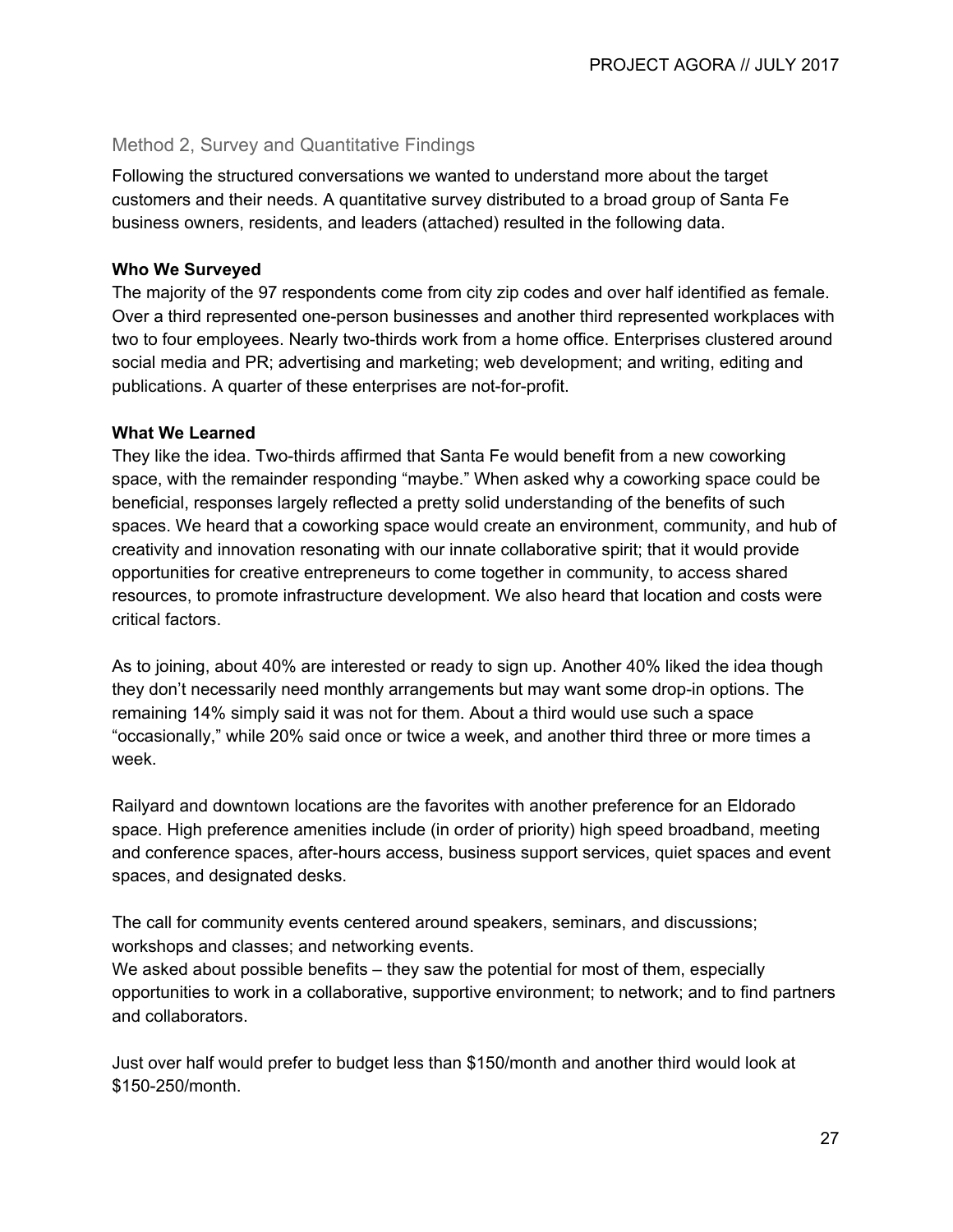## Method 2, Survey and Quantitative Findings

Following the structured conversations we wanted to understand more about the target customers and their needs. A quantitative survey distributed to a broad group of Santa Fe business owners, residents, and leaders (attached) resulted in the following data.

**Who We Surveyed**

The majority of the 97 respondents come from city zip codes and over half identified as female. Over a third represented one-person businesses and another third represented workplaces with two to four employees. Nearly two-thirds work from a home office. Enterprises clustered around social media and PR; advertising and marketing; web development; and writing, editing and publications. A quarter of these enterprises are not-for-profit.

**What We Learned**

They like the idea. Two-thirds affirmed that Santa Fe would benefit from a new coworking space, with the remainder responding "maybe." When asked why a coworking space could be beneficial, responses largely reflected a pretty solid understanding of the benefits of such spaces. We heard that a coworking space would create an environment, community, and hub of creativity and innovation resonating with our innate collaborative spirit; that it would provide opportunities for creative entrepreneurs to come together in community, to access shared resources, to promote infrastructure development. We also heard that location and costs were critical factors.

As to joining, about 40% are interested or ready to sign up. Another 40% liked the idea though they don't necessarily need monthly arrangements but may want some drop-in options. The remaining 14% simply said it was not for them. About a third would use such a space "occasionally," while 20% said once or twice a week, and another third three or more times a week.

Railyard and downtown locations are the favorites with another preference for an Eldorado space. High preference amenities include (in order of priority) high speed broadband, meeting and conference spaces, after-hours access, business support services, quiet spaces and event spaces, and designated desks.

The call for community events centered around speakers, seminars, and discussions; workshops and classes; and networking events.

We asked about possible benefits – they saw the potential for most of them, especially opportunities to work in a collaborative, supportive environment; to network; and to find partners and collaborators.

Just over half would prefer to budget less than $150/month and another third would look at $150-250/month.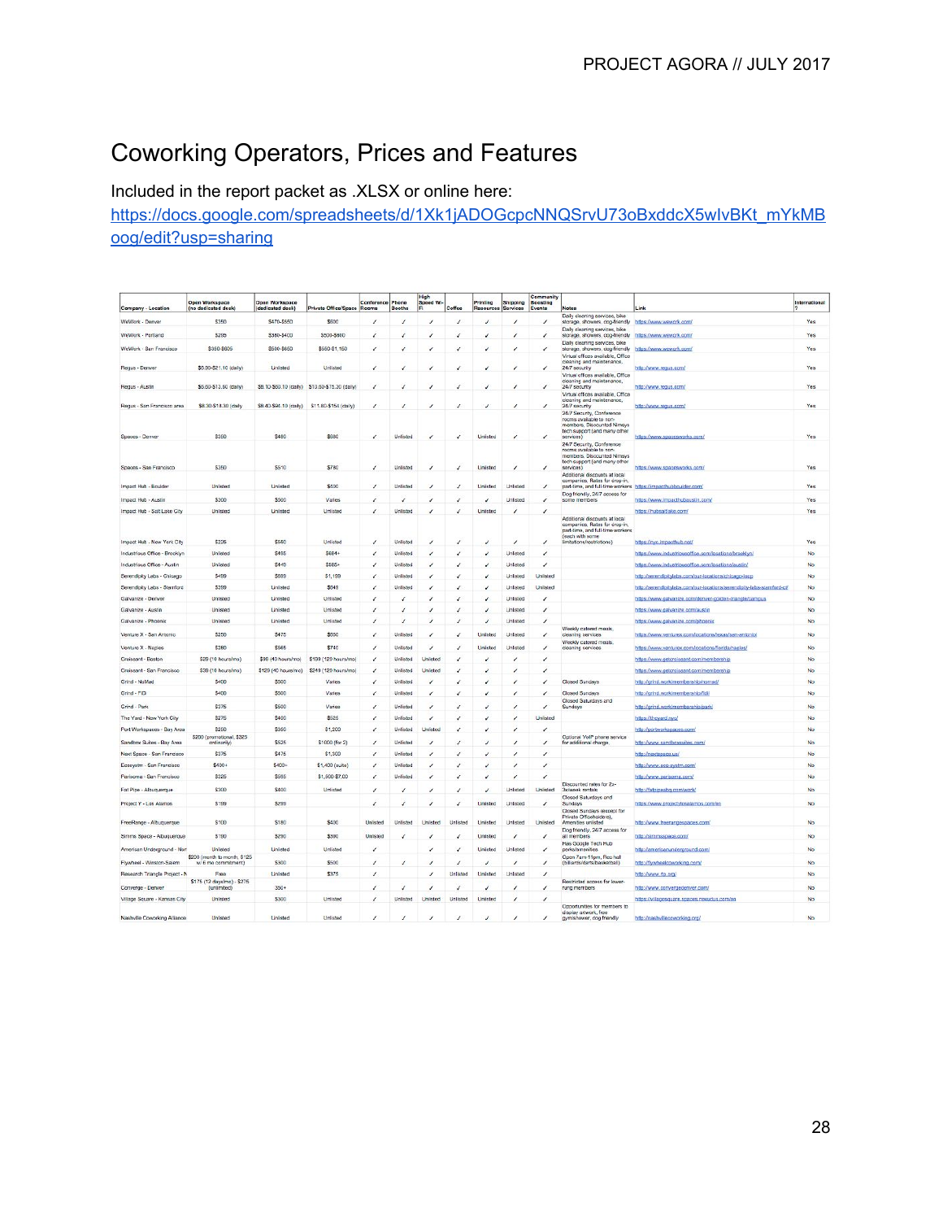# Coworking Operators, Prices and Features

Included in the report packet as .XLSX or online here:
https://docs.google.com/spreadsheets/d/1Xk1jADOGcpcNNQSrvU73oBxddcX5wIvBKt_mYkMBoog/edit?usp=sharing

| Company - Location | Open Workspace (no dedicated desk) | Open Workspace (dedicated desk) | Private Office/Space | Conference Rooms | Phone Booths | High Speed Wi-Fi | Coffee | Printing Resources | Shipping Services | Community Building Events | Notes | Link | International? |
|---|---|---|---|---|---|---|---|---|---|---|---|---|---|
| WeWork - Denver | $350 | $470-$550 | $600 | ✓ | ✓ | ✓ | ✓ | ✓ | ✓ | ✓ | Daily cleaning services, bike storage, showers, dog-friendly | https://www.wework.com/ | Yes |
| WeWork - Portland | $285 | $380-$400 | $500-$600 | ✓ | ✓ | ✓ | ✓ | ✓ | ✓ | ✓ | Daily cleaning services, bike storage, showers, dog-friendly | https://www.wework.com/ | Yes |
| WeWork - San Francisco | $350-$605 | $580-$650 | $560-$1,160 | ✓ | ✓ | ✓ | ✓ | ✓ | ✓ | ✓ | Daily cleaning services, bike storage, showers, dog-friendly | https://www.wework.com/ | Yes |
| Regus - Denver | $6.30-$21.10 (daily) | Unlisted | Unlisted | ✓ | ✓ | ✓ | ✓ | ✓ | ✓ | ✓ | Virtual offices available, Office cleaning and maintenance, 24/7 security | http://www.regus.com/ | Yes |
| Regus - Austin | $6.60-$13.60 (daily) | $8.10-$60.10 (daily) | $10.60-$75.30 (daily) | ✓ | ✓ | ✓ | ✓ | ✓ | ✓ | ✓ | Virtual offices available, Office cleaning and maintenance, 24/7 security | http://www.regus.com/ | Yes |
| Regus - San Francisco area | $8.30-$18.30 (daily) | $8.40-$94.10 (daily) | $11.60-$154 (daily) | ✓ | ✓ | ✓ | ✓ | ✓ | ✓ | ✓ | Virtual offices available, Office cleaning and maintenance, 24/7 security | http://www.regus.com/ | Yes |
| Spaces - Denver | $350 | $480 | $680 | ✓ | Unlisted | ✓ | ✓ | Unlisted | ✓ | ✓ | 24/7 Security, Conference rooms available to non-members, Discounted Nimsys tech support (and many other services) | https://www.spacesworks.com/ | Yes |
| Spaces - San Francisco | $350 | $510 | $780 | ✓ | Unlisted | ✓ | ✓ | Unlisted | ✓ | ✓ | 24/7 Security, Conference rooms available to non-members, Discounted Nimsys tech support (and many other services) | https://www.spacesworks.com/ | Yes |
| Impact Hub - Boulder | Unlisted | Unlisted | $400 | ✓ | Unlisted | ✓ | ✓ | Unlisted | Unlisted | ✓ | Additional discounts at local companies, Rates for drop-in, part-time, and full-time workers | https://impacthubboulder.com/ | Yes |
| Impact Hub - Austin | $300 | $500 | Varies | ✓ | ✓ | ✓ | ✓ | ✓ | Unlisted | ✓ | Dog friendly, 24/7 access for some members | https://www.impacthubaustin.com/ | Yes |
| Impact Hub - Salt Lake City | Unlisted | Unlisted | Unlisted | ✓ | Unlisted | ✓ | ✓ | Unlisted | ✓ | ✓ | | https://hubsaltlake.com/ | Yes |
| Impact Hub - New York City | $225 | $550 | Unlisted | ✓ | Unlisted | ✓ | ✓ | ✓ | ✓ | ✓ | Additional discounts at local companies, Rates for drop-in, part-time, and full-time workers (each with some limitations/restrictions) | https://nyc.impacthub.net/ | Yes |
| Industrious Office - Brooklyn | Unlisted | $455 | $484+ | ✓ | Unlisted | ✓ | ✓ | ✓ | Unlisted | ✓ | | https://www.industriousoffice.com/locations/brooklyn/ | No |
| Industrious Office - Austin | Unlisted | $440 | $565+ | ✓ | Unlisted | ✓ | ✓ | ✓ | Unlisted | ✓ | | https://www.industriousoffice.com/locations/austin/ | No |
| Serendipity Labs - Chicago | $499 | $689 | $1,189 | ✓ | Unlisted | ✓ | ✓ | ✓ | Unlisted | Unlisted | | http://serendipitylabs.com/our-locations/chicago-loop | No |
| Serendipity Labs - Stamford | $399 | Unlisted | $849 | ✓ | Unlisted | ✓ | ✓ | ✓ | Unlisted | Unlisted | | http://serendipitylabs.com/our-locations/serendipity-labs-stamford-ct/ | No |
| Galvanize - Denver | Unlisted | Unlisted | Unlisted | ✓ | ✓ | ✓ | ✓ | ✓ | Unlisted | ✓ | | https://www.galvanize.com/denver-golden-triangle/campus | No |
| Galvanize - Austin | Unlisted | Unlisted | Unlisted | ✓ | ✓ | ✓ | ✓ | ✓ | Unlisted | ✓ | | https://www.galvanize.com/austin | No |
| Galvanize - Phoenix | Unlisted | Unlisted | Unlisted | ✓ | ✓ | ✓ | ✓ | ✓ | Unlisted | ✓ | | https://www.galvanize.com/phoenix | No |
| Venture X - San Antonio | $250 | $475 | $650 | ✓ | Unlisted | ✓ | ✓ | Unlisted | Unlisted | ✓ | Weekly catered meals, cleaning services | https://www.venturex.com/locations/texas/san-antonio/ | No |
| Venture X - Naples | $280 | $565 | $740 | ✓ | Unlisted | ✓ | ✓ | Unlisted | Unlisted | ✓ | Weekly catered meals, cleaning services | https://www.venturex.com/locations/florida/naples/ | No |
| Croissant - Boston | $29 (10 hours/mo) | $96 (40 hours/mo) | $199 (120 hours/mo) | ✓ | Unlisted | Unlisted | ✓ | ✓ | ✓ | ✓ | | https://www.getcroissant.com/membership | No |
| Croissant - San Francisco | $39 (10 hours/mo) | $129 (40 hours/mo) | $249 (120 hours/mo) | ✓ | Unlisted | Unlisted | ✓ | ✓ | ✓ | ✓ | | https://www.getcroissant.com/membership | No |
| Grind - NoMad | $400 | $500 | Varies | ✓ | Unlisted | ✓ | ✓ | ✓ | ✓ | ✓ | Closed Sundays | http://grind.work/membership/nomad/ | No |
| Grind - FiDi | $400 | $500 | Varies | ✓ | Unlisted | ✓ | ✓ | ✓ | ✓ | ✓ | Closed Sundays | http://grind.work/membership/fidi/ | No |
| Grind - Park | $375 | $500 | Varies | ✓ | Unlisted | ✓ | ✓ | ✓ | ✓ | ✓ | Closed Saturdays and Sundays | http://grind.work/membership/park/ | No |
| The Yard - New York City | $275 | $400 | $525 | ✓ | Unlisted | ✓ | ✓ | ✓ | ✓ | Unlisted | | http://theyard.nyc/ | No |
| Port Workspaces - Bay Area | $250 | $350 | $1,200 | ✓ | Unlisted | Unlisted | ✓ | ✓ | ✓ | ✓ | | http://portworkspaces.com/ | No |
| Sandbox Suites - Bay Area | $200 (promotional, $325 ordinarily) | $525 | $1000 (for 2) | ✓ | Unlisted | ✓ | ✓ | ✓ | ✓ | ✓ | Optional VoIP phone service for additional charge | http://www.sandboxsuites.com/ | No |
| Next Space - San Francisco | $375 | $475 | $1,300 | ✓ | Unlisted | ✓ | ✓ | ✓ | ✓ | ✓ | | http://nextspace.us/ | No |
| Ecosystm - San Francisco | $400+ | $400+ | $1,400 (suite) | ✓ | Unlisted | ✓ | ✓ | ✓ | ✓ | ✓ | | http://www.eco-system.com/ | No |
| Parisoma - San Francisco | $325 | $595 | $1,500-$7,00 | ✓ | Unlisted | ✓ | ✓ | ✓ | ✓ | ✓ | | http://www.parisoma.com/ | No |
| Fat Pipe - Albuquerque | $300 | $400 | Unlisted | ✓ | ✓ | ✓ | ✓ | ✓ | Unlisted | Unlisted | Discounted rates for 2+ 3x/week rentals | http://fatpipeabq.com/work/ | No |
| Project Y - Los Alamos | $189 | $289 | | ✓ | ✓ | ✓ | ✓ | Unlisted | Unlisted | ✓ | Closed Saturdays and Sundays | https://www.projectylosalamos.com/en | No |
| FreeRange - Albuquerque | $100 | $180 | $400 | Unlisted | Unlisted | Unlisted | Unlisted | Unlisted | Unlisted | Unlisted | Closed Sundays (except for Private Officeholders), Amenities unlisted | http://www.freerangespaces.com/ | No |
| Simms Space - Albuquerque | $100 | $290 | $390 | Unlisted | ✓ | ✓ | ✓ | Unlisted | ✓ | ✓ | Dog friendly, 24/7 access for all members | http://simmsspace.com/ | No |
| American Underground - Nor | Unlisted | Unlisted | Unlisted | ✓ | | ✓ | ✓ | Unlisted | Unlisted | ✓ | Has Google Tech Hub perks/amenities | http://americanunderground.com/ | No |
| Flywheel - Winston-Salem | $200 (month to month, $125 w/ 6 mo commitment) | $300 | $500 | ✓ | ✓ | ✓ | ✓ | ✓ | ✓ | ✓ | Open 7am-11pm, Rec hall (billiards/darts/basketball) | http://flywheelcoworking.com/ | No |
| Research Triangle Project - N | Free | Unlisted | $375 | ✓ | | ✓ | Unlisted | Unlisted | Unlisted | ✓ | | http://www.rtp.org/ | No |
| Converge - Denver | $175 (12 days/mo) - $275 (unlimited) | 350+ | | ✓ | ✓ | ✓ | ✓ | ✓ | ✓ | ✓ | Restricted access for lower-rung members | http://www.convergedenver.com/ | No |
| Village Square - Kansas City | Unlisted | $300 | Unlisted | ✓ | Unlisted | Unlisted | Unlisted | Unlisted | ✓ | ✓ | | https://villagesquare.spaces.nexudus.com/en | No |
| Nashville Coworking Alliance | Unlisted | Unlisted | Unlisted | ✓ | ✓ | ✓ | ✓ | ✓ | ✓ | ✓ | Opportunities for members to display artwork, free gym/shower, dog friendly | http://nashvillecoworking.org/ | No |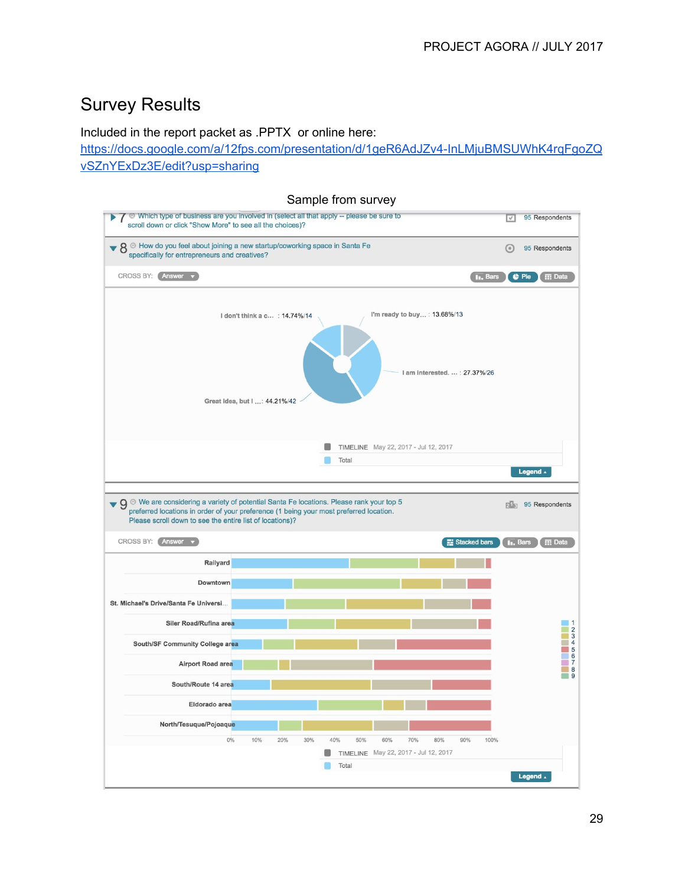# Survey Results

Included in the report packet as .PPTX or online here:
https://docs.google.com/a/12fps.com/presentation/d/1geR6AdJZv4-InLMjuBMSUWhK4rqFgoZQvSZnYExDz3E/edit?usp=sharing

Sample from survey

7 Which type of business are you involved in (select all that apply -- please be sure to scroll down or click "Show More" to see all the choices)?
95 Respondents

8 How do you feel about joining a new startup/coworking space in Santa Fe specifically for entrepreneurs and creatives?
95 Respondents

CROSS BY: Answer
Bars
Pie
Data

I don't think a c... : 14.74%/14
I'm ready to buy... : 13.68%/13
I am interested. ... : 27.37%/26
Great idea, but I ...: 44.21%/42

TIMELINE May 22, 2017 - Jul 12, 2017
Total
Legend

9 We are considering a variety of potential Santa Fe locations. Please rank your top 5 preferred locations in order of your preference (1 being your most preferred location. Please scroll down to see the entire list of locations)?
95 Respondents

CROSS BY: Answer
Stacked bars
Bars
Data

Railyard
Downtown
St. Michael's Drive/Santa Fe Universi...
Siler Road/Rufina area
South/SF Community College area
Airport Road area
South/Route 14 area
Eldorado area
North/Tesuque/Pojoaque

0% 10% 20% 30% 40% 50% 60% 70% 80% 90% 100%

1
2
3
4
5
6
7
8
9

TIMELINE May 22, 2017 - Jul 12, 2017
Total
Legend